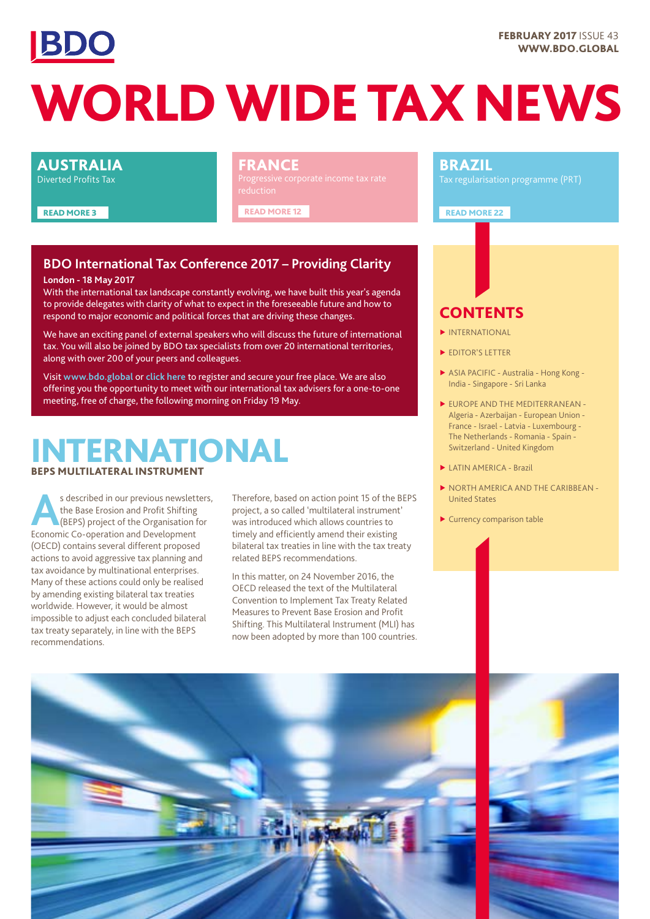BDO

FEBRUARY 2017 ISSUE 43
WWW.BDO.GLOBAL

# WORLD WIDE TAX NEWS

## AUSTRALIA
Diverted Profits Tax

READ MORE 3

## FRANCE
Progressive corporate income tax rate reduction

READ MORE 12

## BRAZIL
Tax regularisation programme (PRT)

READ MORE 22

### BDO International Tax Conference 2017 – Providing Clarity

**London - 18 May 2017**

With the international tax landscape constantly evolving, we have built this year's agenda to provide delegates with clarity of what to expect in the foreseeable future and how to respond to major economic and political forces that are driving these changes.

We have an exciting panel of external speakers who will discuss the future of international tax. You will also be joined by BDO tax specialists from over 20 international territories, along with over 200 of your peers and colleagues.

Visit www.bdo.global or click here to register and secure your free place. We are also offering you the opportunity to meet with our international tax advisers for a one-to-one meeting, free of charge, the following morning on Friday 19 May.

# INTERNATIONAL

### BEPS MULTILATERAL INSTRUMENT

As described in our previous newsletters, the Base Erosion and Profit Shifting (BEPS) project of the Organisation for Economic Co-operation and Development (OECD) contains several different proposed actions to avoid aggressive tax planning and tax avoidance by multinational enterprises. Many of these actions could only be realised by amending existing bilateral tax treaties worldwide. However, it would be almost impossible to adjust each concluded bilateral tax treaty separately, in line with the BEPS recommendations.

Therefore, based on action point 15 of the BEPS project, a so called 'multilateral instrument' was introduced which allows countries to timely and efficiently amend their existing bilateral tax treaties in line with the tax treaty related BEPS recommendations.

In this matter, on 24 November 2016, the OECD released the text of the Multilateral Convention to Implement Tax Treaty Related Measures to Prevent Base Erosion and Profit Shifting. This Multilateral Instrument (MLI) has now been adopted by more than 100 countries.

## CONTENTS

- INTERNATIONAL
- EDITOR'S LETTER
- ASIA PACIFIC - Australia - Hong Kong - India - Singapore - Sri Lanka
- EUROPE AND THE MEDITERRANEAN - Algeria - Azerbaijan - European Union - France - Israel - Latvia - Luxembourg - The Netherlands - Romania - Spain - Switzerland - United Kingdom
- LATIN AMERICA - Brazil
- NORTH AMERICA AND THE CARIBBEAN - United States
- Currency comparison table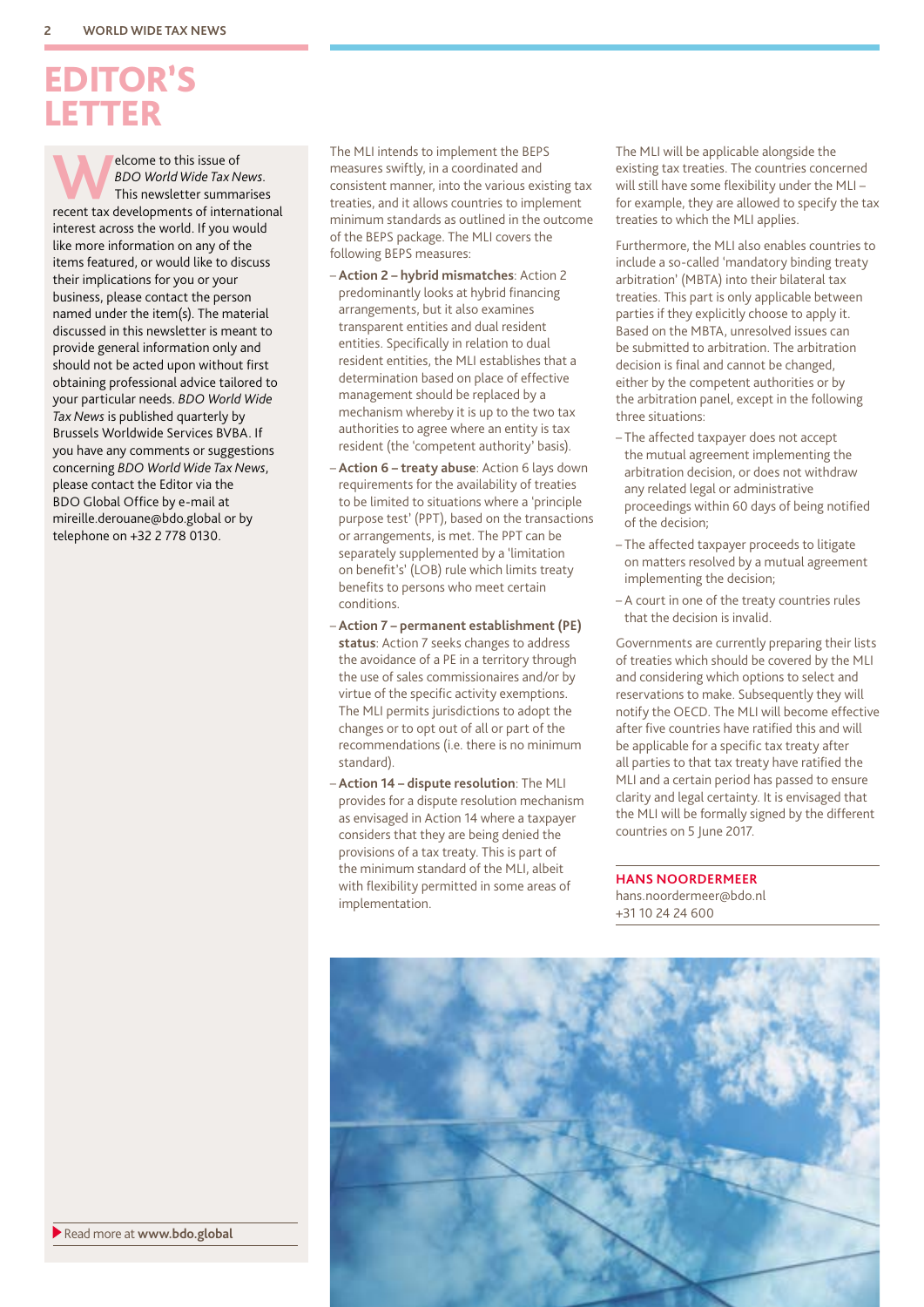# EDITOR'S LETTER

Welcome to this issue of *BDO World Wide Tax News*. This newsletter summarises recent tax developments of international interest across the world. If you would like more information on any of the items featured, or would like to discuss their implications for you or your business, please contact the person named under the item(s). The material discussed in this newsletter is meant to provide general information only and should not be acted upon without first obtaining professional advice tailored to your particular needs. *BDO World Wide Tax News* is published quarterly by Brussels Worldwide Services BVBA. If you have any comments or suggestions concerning *BDO World Wide Tax News*, please contact the Editor via the BDO Global Office by e-mail at mireille.derouane@bdo.global or by telephone on +32 2 778 0130.

Read more at **www.bdo.global**

The MLI intends to implement the BEPS measures swiftly, in a coordinated and consistent manner, into the various existing tax treaties, and it allows countries to implement minimum standards as outlined in the outcome of the BEPS package. The MLI covers the following BEPS measures:

- **Action 2 – hybrid mismatches**: Action 2 predominantly looks at hybrid financing arrangements, but it also examines transparent entities and dual resident entities. Specifically in relation to dual resident entities, the MLI establishes that a determination based on place of effective management should be replaced by a mechanism whereby it is up to the two tax authorities to agree where an entity is tax resident (the 'competent authority' basis).
- **Action 6 – treaty abuse**: Action 6 lays down requirements for the availability of treaties to be limited to situations where a 'principle purpose test' (PPT), based on the transactions or arrangements, is met. The PPT can be separately supplemented by a 'limitation on benefit's' (LOB) rule which limits treaty benefits to persons who meet certain conditions.
- **Action 7 – permanent establishment (PE) status**: Action 7 seeks changes to address the avoidance of a PE in a territory through the use of sales commissionaires and/or by virtue of the specific activity exemptions. The MLI permits jurisdictions to adopt the changes or to opt out of all or part of the recommendations (i.e. there is no minimum standard).
- **Action 14 – dispute resolution**: The MLI provides for a dispute resolution mechanism as envisaged in Action 14 where a taxpayer considers that they are being denied the provisions of a tax treaty. This is part of the minimum standard of the MLI, albeit with flexibility permitted in some areas of implementation.

The MLI will be applicable alongside the existing tax treaties. The countries concerned will still have some flexibility under the MLI – for example, they are allowed to specify the tax treaties to which the MLI applies.

Furthermore, the MLI also enables countries to include a so-called 'mandatory binding treaty arbitration' (MBTA) into their bilateral tax treaties. This part is only applicable between parties if they explicitly choose to apply it. Based on the MBTA, unresolved issues can be submitted to arbitration. The arbitration decision is final and cannot be changed, either by the competent authorities or by the arbitration panel, except in the following three situations:

- The affected taxpayer does not accept the mutual agreement implementing the arbitration decision, or does not withdraw any related legal or administrative proceedings within 60 days of being notified of the decision;
- The affected taxpayer proceeds to litigate on matters resolved by a mutual agreement implementing the decision;
- A court in one of the treaty countries rules that the decision is invalid.

Governments are currently preparing their lists of treaties which should be covered by the MLI and considering which options to select and reservations to make. Subsequently they will notify the OECD. The MLI will become effective after five countries have ratified this and will be applicable for a specific tax treaty after all parties to that tax treaty have ratified the MLI and a certain period has passed to ensure clarity and legal certainty. It is envisaged that the MLI will be formally signed by the different countries on 5 June 2017.

**HANS NOORDERMEER**
hans.noordermeer@bdo.nl
+31 10 24 24 600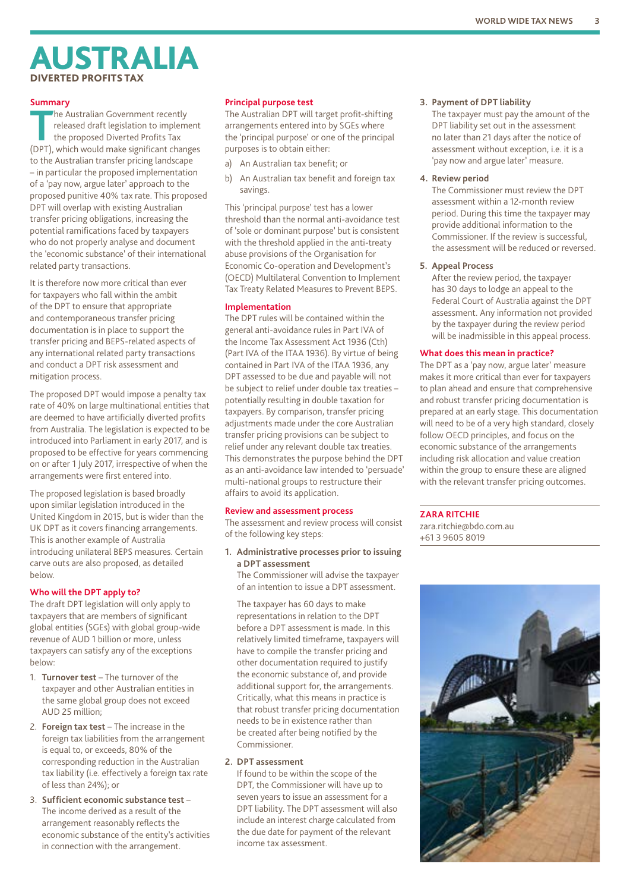# AUSTRALIA

## DIVERTED PROFITS TAX

### Summary

The Australian Government recently released draft legislation to implement the proposed Diverted Profits Tax (DPT), which would make significant changes to the Australian transfer pricing landscape – in particular the proposed implementation of a 'pay now, argue later' approach to the proposed punitive 40% tax rate. This proposed DPT will overlap with existing Australian transfer pricing obligations, increasing the potential ramifications faced by taxpayers who do not properly analyse and document the 'economic substance' of their international related party transactions.

It is therefore now more critical than ever for taxpayers who fall within the ambit of the DPT to ensure that appropriate and contemporaneous transfer pricing documentation is in place to support the transfer pricing and BEPS-related aspects of any international related party transactions and conduct a DPT risk assessment and mitigation process.

The proposed DPT would impose a penalty tax rate of 40% on large multinational entities that are deemed to have artificially diverted profits from Australia. The legislation is expected to be introduced into Parliament in early 2017, and is proposed to be effective for years commencing on or after 1 July 2017, irrespective of when the arrangements were first entered into.

The proposed legislation is based broadly upon similar legislation introduced in the United Kingdom in 2015, but is wider than the UK DPT as it covers financing arrangements. This is another example of Australia introducing unilateral BEPS measures. Certain carve outs are also proposed, as detailed below.

### Who will the DPT apply to?

The draft DPT legislation will only apply to taxpayers that are members of significant global entities (SGEs) with global group-wide revenue of AUD 1 billion or more, unless taxpayers can satisfy any of the exceptions below:

1. **Turnover test** – The turnover of the taxpayer and other Australian entities in the same global group does not exceed AUD 25 million;
2. **Foreign tax test** – The increase in the foreign tax liabilities from the arrangement is equal to, or exceeds, 80% of the corresponding reduction in the Australian tax liability (i.e. effectively a foreign tax rate of less than 24%); or
3. **Sufficient economic substance test** – The income derived as a result of the arrangement reasonably reflects the economic substance of the entity's activities in connection with the arrangement.

### Principal purpose test

The Australian DPT will target profit-shifting arrangements entered into by SGEs where the 'principal purpose' or one of the principal purposes is to obtain either:

a) An Australian tax benefit; or
b) An Australian tax benefit and foreign tax savings.

This 'principal purpose' test has a lower threshold than the normal anti-avoidance test of 'sole or dominant purpose' but is consistent with the threshold applied in the anti-treaty abuse provisions of the Organisation for Economic Co-operation and Development's (OECD) Multilateral Convention to Implement Tax Treaty Related Measures to Prevent BEPS.

### Implementation

The DPT rules will be contained within the general anti-avoidance rules in Part IVA of the Income Tax Assessment Act 1936 (Cth) (Part IVA of the ITAA 1936). By virtue of being contained in Part IVA of the ITAA 1936, any DPT assessed to be due and payable will not be subject to relief under double tax treaties – potentially resulting in double taxation for taxpayers. By comparison, transfer pricing adjustments made under the core Australian transfer pricing provisions can be subject to relief under any relevant double tax treaties. This demonstrates the purpose behind the DPT as an anti-avoidance law intended to 'persuade' multi-national groups to restructure their affairs to avoid its application.

### Review and assessment process

The assessment and review process will consist of the following key steps:

1. **Administrative processes prior to issuing a DPT assessment**

   The Commissioner will advise the taxpayer of an intention to issue a DPT assessment.

   The taxpayer has 60 days to make representations in relation to the DPT before a DPT assessment is made. In this relatively limited timeframe, taxpayers will have to compile the transfer pricing and other documentation required to justify the economic substance of, and provide additional support for, the arrangements. Critically, what this means in practice is that robust transfer pricing documentation needs to be in existence rather than be created after being notified by the Commissioner.

2. **DPT assessment**

   If found to be within the scope of the DPT, the Commissioner will have up to seven years to issue an assessment for a DPT liability. The DPT assessment will also include an interest charge calculated from the due date for payment of the relevant income tax assessment.

3. **Payment of DPT liability**

   The taxpayer must pay the amount of the DPT liability set out in the assessment no later than 21 days after the notice of assessment without exception, i.e. it is a 'pay now and argue later' measure.

4. **Review period**

   The Commissioner must review the DPT assessment within a 12-month review period. During this time the taxpayer may provide additional information to the Commissioner. If the review is successful, the assessment will be reduced or reversed.

5. **Appeal Process**

   After the review period, the taxpayer has 30 days to lodge an appeal to the Federal Court of Australia against the DPT assessment. Any information not provided by the taxpayer during the review period will be inadmissible in this appeal process.

### What does this mean in practice?

The DPT as a 'pay now, argue later' measure makes it more critical than ever for taxpayers to plan ahead and ensure that comprehensive and robust transfer pricing documentation is prepared at an early stage. This documentation will need to be of a very high standard, closely follow OECD principles, and focus on the economic substance of the arrangements including risk allocation and value creation within the group to ensure these are aligned with the relevant transfer pricing outcomes.

**ZARA RITCHIE**
zara.ritchie@bdo.com.au
+61 3 9605 8019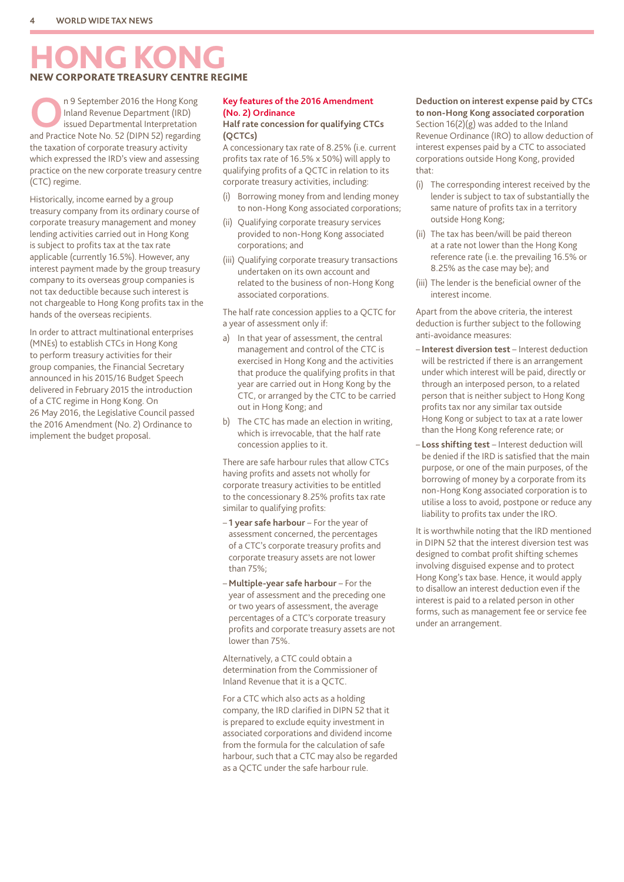# HONG KONG

## NEW CORPORATE TREASURY CENTRE REGIME

On 9 September 2016 the Hong Kong Inland Revenue Department (IRD) issued Departmental Interpretation and Practice Note No. 52 (DIPN 52) regarding the taxation of corporate treasury activity which expressed the IRD's view and assessing practice on the new corporate treasury centre (CTC) regime.

Historically, income earned by a group treasury company from its ordinary course of corporate treasury management and money lending activities carried out in Hong Kong is subject to profits tax at the tax rate applicable (currently 16.5%). However, any interest payment made by the group treasury company to its overseas group companies is not tax deductible because such interest is not chargeable to Hong Kong profits tax in the hands of the overseas recipients.

In order to attract multinational enterprises (MNEs) to establish CTCs in Hong Kong to perform treasury activities for their group companies, the Financial Secretary announced in his 2015/16 Budget Speech delivered in February 2015 the introduction of a CTC regime in Hong Kong. On 26 May 2016, the Legislative Council passed the 2016 Amendment (No. 2) Ordinance to implement the budget proposal.

### Key features of the 2016 Amendment (No. 2) Ordinance

**Half rate concession for qualifying CTCs (QCTCs)**

A concessionary tax rate of 8.25% (i.e. current profits tax rate of 16.5% x 50%) will apply to qualifying profits of a QCTC in relation to its corporate treasury activities, including:

(i) Borrowing money from and lending money to non-Hong Kong associated corporations;

(ii) Qualifying corporate treasury services provided to non-Hong Kong associated corporations; and

(iii) Qualifying corporate treasury transactions undertaken on its own account and related to the business of non-Hong Kong associated corporations.

The half rate concession applies to a QCTC for a year of assessment only if:

a) In that year of assessment, the central management and control of the CTC is exercised in Hong Kong and the activities that produce the qualifying profits in that year are carried out in Hong Kong by the CTC, or arranged by the CTC to be carried out in Hong Kong; and

b) The CTC has made an election in writing, which is irrevocable, that the half rate concession applies to it.

There are safe harbour rules that allow CTCs having profits and assets not wholly for corporate treasury activities to be entitled to the concessionary 8.25% profits tax rate similar to qualifying profits:

- **1 year safe harbour** – For the year of assessment concerned, the percentages of a CTC's corporate treasury profits and corporate treasury assets are not lower than 75%;
- **Multiple-year safe harbour** – For the year of assessment and the preceding one or two years of assessment, the average percentages of a CTC's corporate treasury profits and corporate treasury assets are not lower than 75%.

Alternatively, a CTC could obtain a determination from the Commissioner of Inland Revenue that it is a QCTC.

For a CTC which also acts as a holding company, the IRD clarified in DIPN 52 that it is prepared to exclude equity investment in associated corporations and dividend income from the formula for the calculation of safe harbour, such that a CTC may also be regarded as a QCTC under the safe harbour rule.

**Deduction on interest expense paid by CTCs to non-Hong Kong associated corporation**

Section 16(2)(g) was added to the Inland Revenue Ordinance (IRO) to allow deduction of interest expenses paid by a CTC to associated corporations outside Hong Kong, provided that:

(i) The corresponding interest received by the lender is subject to tax of substantially the same nature of profits tax in a territory outside Hong Kong;

(ii) The tax has been/will be paid thereon at a rate not lower than the Hong Kong reference rate (i.e. the prevailing 16.5% or 8.25% as the case may be); and

(iii) The lender is the beneficial owner of the interest income.

Apart from the above criteria, the interest deduction is further subject to the following anti-avoidance measures:

- **Interest diversion test** – Interest deduction will be restricted if there is an arrangement under which interest will be paid, directly or through an interposed person, to a related person that is neither subject to Hong Kong profits tax nor any similar tax outside Hong Kong or subject to tax at a rate lower than the Hong Kong reference rate; or
- **Loss shifting test** – Interest deduction will be denied if the IRD is satisfied that the main purpose, or one of the main purposes, of the borrowing of money by a corporate from its non-Hong Kong associated corporation is to utilise a loss to avoid, postpone or reduce any liability to profits tax under the IRO.

It is worthwhile noting that the IRD mentioned in DIPN 52 that the interest diversion test was designed to combat profit shifting schemes involving disguised expense and to protect Hong Kong's tax base. Hence, it would apply to disallow an interest deduction even if the interest is paid to a related person in other forms, such as management fee or service fee under an arrangement.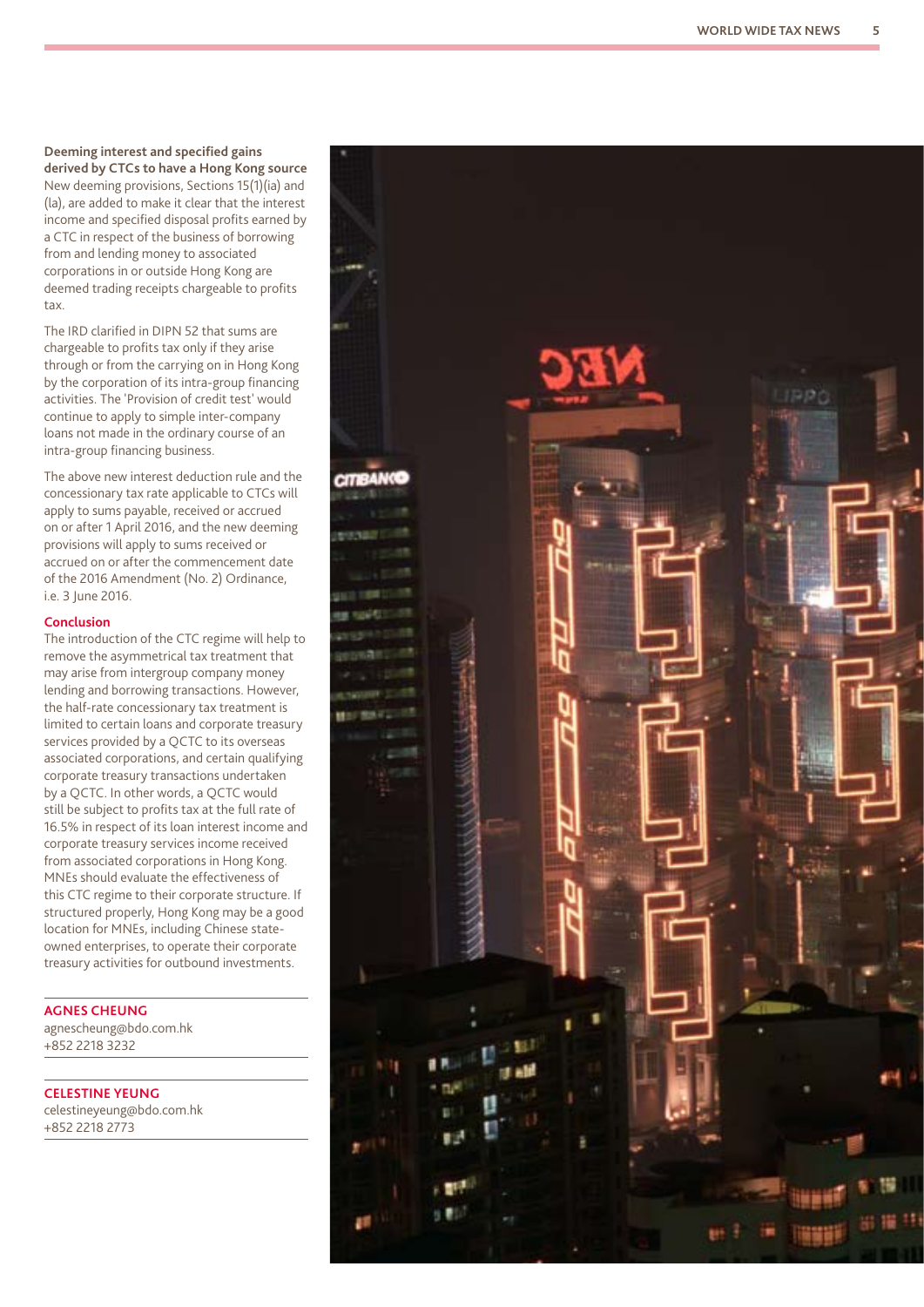**Deeming interest and specified gains derived by CTCs to have a Hong Kong source**

New deeming provisions, Sections 15(1)(ia) and (la), are added to make it clear that the interest income and specified disposal profits earned by a CTC in respect of the business of borrowing from and lending money to associated corporations in or outside Hong Kong are deemed trading receipts chargeable to profits tax.

The IRD clarified in DIPN 52 that sums are chargeable to profits tax only if they arise through or from the carrying on in Hong Kong by the corporation of its intra-group financing activities. The 'Provision of credit test' would continue to apply to simple inter-company loans not made in the ordinary course of an intra-group financing business.

The above new interest deduction rule and the concessionary tax rate applicable to CTCs will apply to sums payable, received or accrued on or after 1 April 2016, and the new deeming provisions will apply to sums received or accrued on or after the commencement date of the 2016 Amendment (No. 2) Ordinance, i.e. 3 June 2016.

## Conclusion

The introduction of the CTC regime will help to remove the asymmetrical tax treatment that may arise from intergroup company money lending and borrowing transactions. However, the half-rate concessionary tax treatment is limited to certain loans and corporate treasury services provided by a QCTC to its overseas associated corporations, and certain qualifying corporate treasury transactions undertaken by a QCTC. In other words, a QCTC would still be subject to profits tax at the full rate of 16.5% in respect of its loan interest income and corporate treasury services income received from associated corporations in Hong Kong. MNEs should evaluate the effectiveness of this CTC regime to their corporate structure. If structured properly, Hong Kong may be a good location for MNEs, including Chinese state-owned enterprises, to operate their corporate treasury activities for outbound investments.

**AGNES CHEUNG**
agnescheung@bdo.com.hk
+852 2218 3232

**CELESTINE YEUNG**
celestineyeung@bdo.com.hk
+852 2218 2773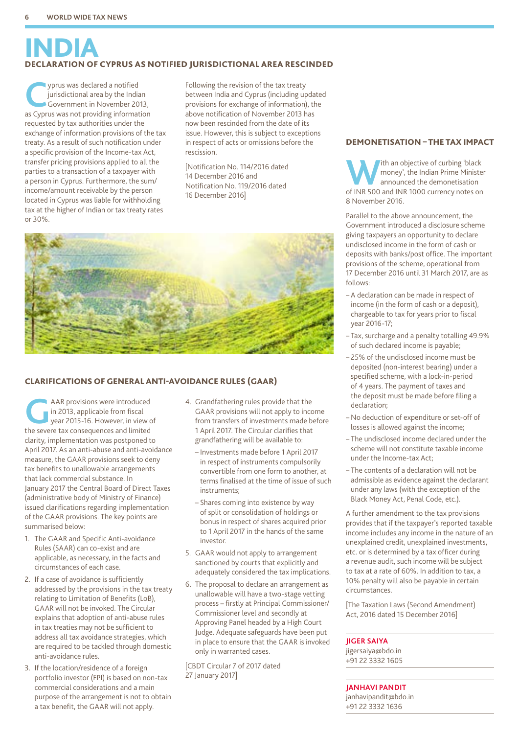# INDIA

## DECLARATION OF CYPRUS AS NOTIFIED JURISDICTIONAL AREA RESCINDED

Cyprus was declared a notified jurisdictional area by the Indian Government in November 2013, as Cyprus was not providing information requested by tax authorities under the exchange of information provisions of the tax treaty. As a result of such notification under a specific provision of the Income-tax Act, transfer pricing provisions applied to all the parties to a transaction of a taxpayer with a person in Cyprus. Furthermore, the sum/income/amount receivable by the person located in Cyprus was liable for withholding tax at the higher of Indian or tax treaty rates or 30%.

Following the revision of the tax treaty between India and Cyprus (including updated provisions for exchange of information), the above notification of November 2013 has now been rescinded from the date of its issue. However, this is subject to exceptions in respect of acts or omissions before the rescission.

[Notification No. 114/2016 dated 14 December 2016 and Notification No. 119/2016 dated 16 December 2016]

## CLARIFICATIONS OF GENERAL ANTI-AVOIDANCE RULES (GAAR)

GAAR provisions were introduced in 2013, applicable from fiscal year 2015-16. However, in view of the severe tax consequences and limited clarity, implementation was postponed to April 2017. As an anti-abuse and anti-avoidance measure, the GAAR provisions seek to deny tax benefits to unallowable arrangements that lack commercial substance. In January 2017 the Central Board of Direct Taxes (administrative body of Ministry of Finance) issued clarifications regarding implementation of the GAAR provisions. The key points are summarised below:

1. The GAAR and Specific Anti-avoidance Rules (SAAR) can co-exist and are applicable, as necessary, in the facts and circumstances of each case.
2. If a case of avoidance is sufficiently addressed by the provisions in the tax treaty relating to Limitation of Benefits (LoB), GAAR will not be invoked. The Circular explains that adoption of anti-abuse rules in tax treaties may not be sufficient to address all tax avoidance strategies, which are required to be tackled through domestic anti-avoidance rules.
3. If the location/residence of a foreign portfolio investor (FPI) is based on non-tax commercial considerations and a main purpose of the arrangement is not to obtain a tax benefit, the GAAR will not apply.
4. Grandfathering rules provide that the GAAR provisions will not apply to income from transfers of investments made before 1 April 2017. The Circular clarifies that grandfathering will be available to:
   - Investments made before 1 April 2017 in respect of instruments compulsorily convertible from one form to another, at terms finalised at the time of issue of such instruments;
   - Shares coming into existence by way of split or consolidation of holdings or bonus in respect of shares acquired prior to 1 April 2017 in the hands of the same investor.
5. GAAR would not apply to arrangement sanctioned by courts that explicitly and adequately considered the tax implications.
6. The proposal to declare an arrangement as unallowable will have a two-stage vetting process – firstly at Principal Commissioner/Commissioner level and secondly at Approving Panel headed by a High Court Judge. Adequate safeguards have been put in place to ensure that the GAAR is invoked only in warranted cases.

[CBDT Circular 7 of 2017 dated 27 January 2017]

## DEMONETISATION – THE TAX IMPACT

With an objective of curbing 'black money', the Indian Prime Minister announced the demonetisation of INR 500 and INR 1000 currency notes on 8 November 2016.

Parallel to the above announcement, the Government introduced a disclosure scheme giving taxpayers an opportunity to declare undisclosed income in the form of cash or deposits with banks/post office. The important provisions of the scheme, operational from 17 December 2016 until 31 March 2017, are as follows:

- A declaration can be made in respect of income (in the form of cash or a deposit), chargeable to tax for years prior to fiscal year 2016-17;
- Tax, surcharge and a penalty totalling 49.9% of such declared income is payable;
- 25% of the undisclosed income must be deposited (non-interest bearing) under a specified scheme, with a lock-in-period of 4 years. The payment of taxes and the deposit must be made before filing a declaration;
- No deduction of expenditure or set-off of losses is allowed against the income;
- The undisclosed income declared under the scheme will not constitute taxable income under the Income-tax Act;
- The contents of a declaration will not be admissible as evidence against the declarant under any laws (with the exception of the Black Money Act, Penal Code, etc.).

A further amendment to the tax provisions provides that if the taxpayer's reported taxable income includes any income in the nature of an unexplained credit, unexplained investments, etc. or is determined by a tax officer during a revenue audit, such income will be subject to tax at a rate of 60%. In addition to tax, a 10% penalty will also be payable in certain circumstances.

[The Taxation Laws (Second Amendment) Act, 2016 dated 15 December 2016]

**JIGER SAIYA**
jigersaiya@bdo.in
+91 22 3332 1605

**JANHAVI PANDIT**
janhavipandit@bdo.in
+91 22 3332 1636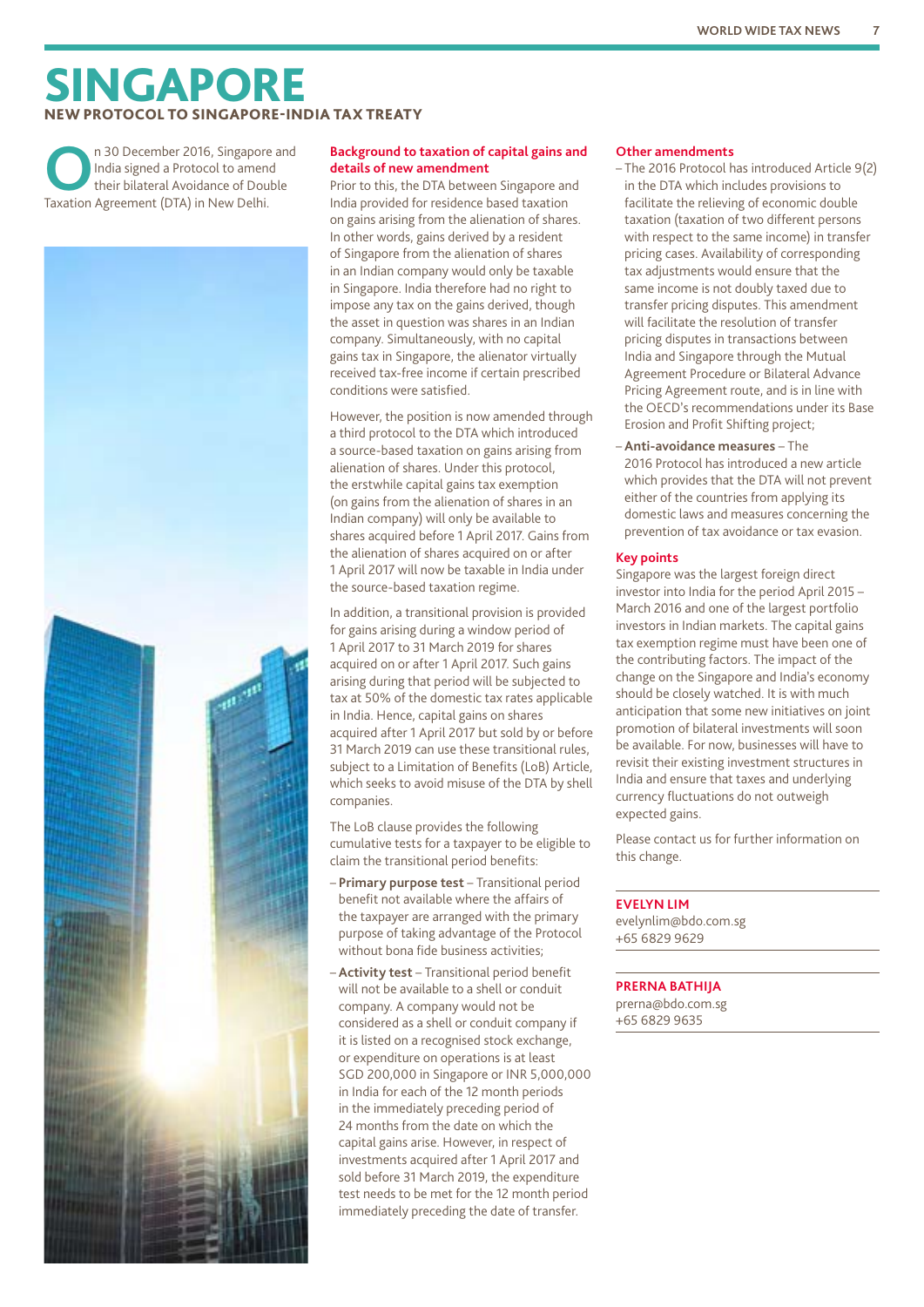# SINGAPORE

## NEW PROTOCOL TO SINGAPORE-INDIA TAX TREATY

On 30 December 2016, Singapore and India signed a Protocol to amend their bilateral Avoidance of Double Taxation Agreement (DTA) in New Delhi.

### Background to taxation of capital gains and details of new amendment

Prior to this, the DTA between Singapore and India provided for residence based taxation on gains arising from the alienation of shares. In other words, gains derived by a resident of Singapore from the alienation of shares in an Indian company would only be taxable in Singapore. India therefore had no right to impose any tax on the gains derived, though the asset in question was shares in an Indian company. Simultaneously, with no capital gains tax in Singapore, the alienator virtually received tax-free income if certain prescribed conditions were satisfied.

However, the position is now amended through a third protocol to the DTA which introduced a source-based taxation on gains arising from alienation of shares. Under this protocol, the erstwhile capital gains tax exemption (on gains from the alienation of shares in an Indian company) will only be available to shares acquired before 1 April 2017. Gains from the alienation of shares acquired on or after 1 April 2017 will now be taxable in India under the source-based taxation regime.

In addition, a transitional provision is provided for gains arising during a window period of 1 April 2017 to 31 March 2019 for shares acquired on or after 1 April 2017. Such gains arising during that period will be subjected to tax at 50% of the domestic tax rates applicable in India. Hence, capital gains on shares acquired after 1 April 2017 but sold by or before 31 March 2019 can use these transitional rules, subject to a Limitation of Benefits (LoB) Article, which seeks to avoid misuse of the DTA by shell companies.

The LoB clause provides the following cumulative tests for a taxpayer to be eligible to claim the transitional period benefits:

- **Primary purpose test** – Transitional period benefit not available where the affairs of the taxpayer are arranged with the primary purpose of taking advantage of the Protocol without bona fide business activities;
- **Activity test** – Transitional period benefit will not be available to a shell or conduit company. A company would not be considered as a shell or conduit company if it is listed on a recognised stock exchange, or expenditure on operations is at least SGD 200,000 in Singapore or INR 5,000,000 in India for each of the 12 month periods in the immediately preceding period of 24 months from the date on which the capital gains arise. However, in respect of investments acquired after 1 April 2017 and sold before 31 March 2019, the expenditure test needs to be met for the 12 month period immediately preceding the date of transfer.

### Other amendments

- The 2016 Protocol has introduced Article 9(2) in the DTA which includes provisions to facilitate the relieving of economic double taxation (taxation of two different persons with respect to the same income) in transfer pricing cases. Availability of corresponding tax adjustments would ensure that the same income is not doubly taxed due to transfer pricing disputes. This amendment will facilitate the resolution of transfer pricing disputes in transactions between India and Singapore through the Mutual Agreement Procedure or Bilateral Advance Pricing Agreement route, and is in line with the OECD's recommendations under its Base Erosion and Profit Shifting project;
- **Anti-avoidance measures** – The 2016 Protocol has introduced a new article which provides that the DTA will not prevent either of the countries from applying its domestic laws and measures concerning the prevention of tax avoidance or tax evasion.

### Key points

Singapore was the largest foreign direct investor into India for the period April 2015 – March 2016 and one of the largest portfolio investors in Indian markets. The capital gains tax exemption regime must have been one of the contributing factors. The impact of the change on the Singapore and India's economy should be closely watched. It is with much anticipation that some new initiatives on joint promotion of bilateral investments will soon be available. For now, businesses will have to revisit their existing investment structures in India and ensure that taxes and underlying currency fluctuations do not outweigh expected gains.

Please contact us for further information on this change.

**EVELYN LIM**
evelynlim@bdo.com.sg
+65 6829 9629

**PRERNA BATHIJA**
prerna@bdo.com.sg
+65 6829 9635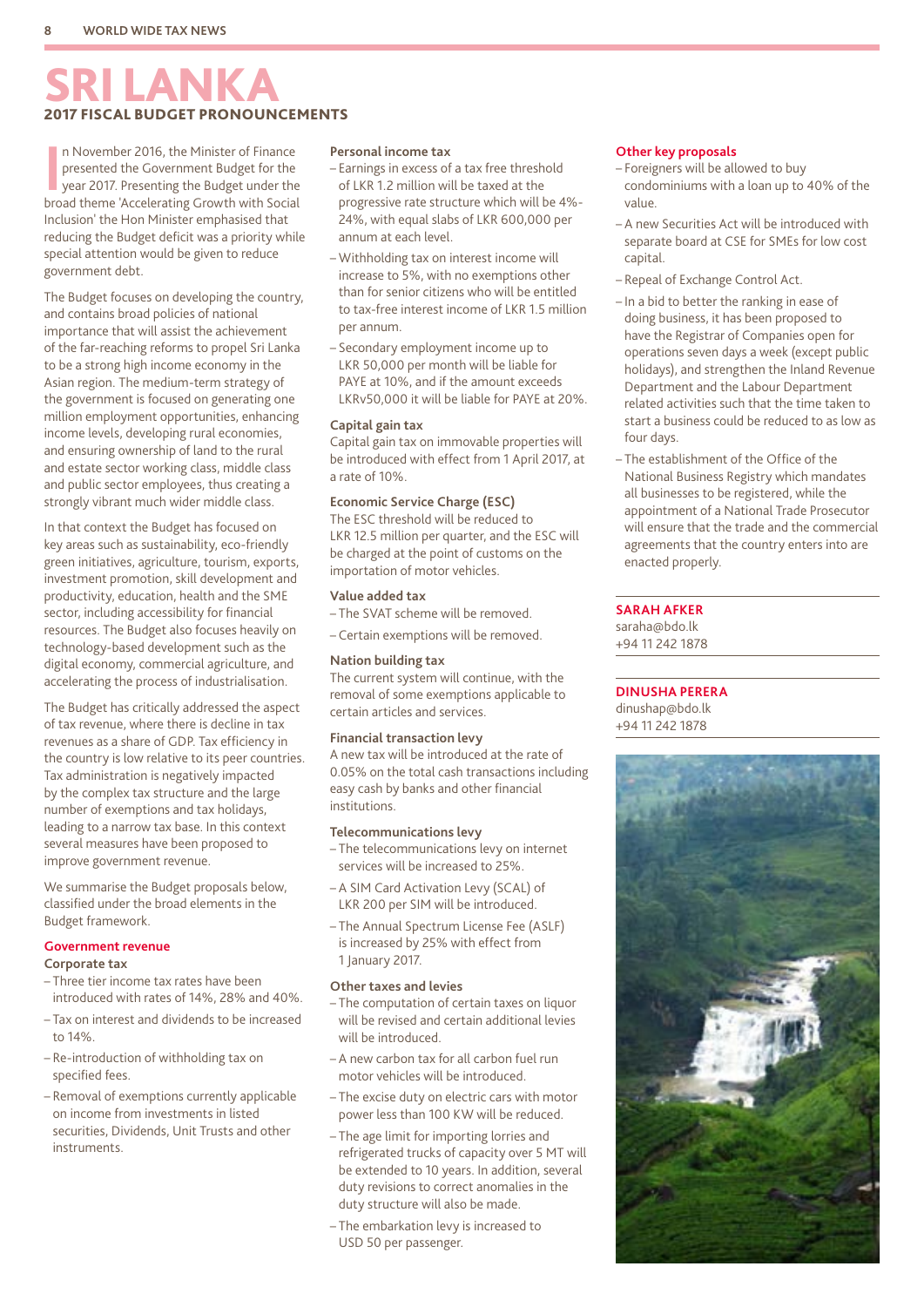# SRI LANKA

## 2017 FISCAL BUDGET PRONOUNCEMENTS

In November 2016, the Minister of Finance presented the Government Budget for the year 2017. Presenting the Budget under the broad theme 'Accelerating Growth with Social Inclusion' the Hon Minister emphasised that reducing the Budget deficit was a priority while special attention would be given to reduce government debt.

The Budget focuses on developing the country, and contains broad policies of national importance that will assist the achievement of the far-reaching reforms to propel Sri Lanka to be a strong high income economy in the Asian region. The medium-term strategy of the government is focused on generating one million employment opportunities, enhancing income levels, developing rural economies, and ensuring ownership of land to the rural and estate sector working class, middle class and public sector employees, thus creating a strongly vibrant much wider middle class.

In that context the Budget has focused on key areas such as sustainability, eco-friendly green initiatives, agriculture, tourism, exports, investment promotion, skill development and productivity, education, health and the SME sector, including accessibility for financial resources. The Budget also focuses heavily on technology-based development such as the digital economy, commercial agriculture, and accelerating the process of industrialisation.

The Budget has critically addressed the aspect of tax revenue, where there is decline in tax revenues as a share of GDP. Tax efficiency in the country is low relative to its peer countries. Tax administration is negatively impacted by the complex tax structure and the large number of exemptions and tax holidays, leading to a narrow tax base. In this context several measures have been proposed to improve government revenue.

We summarise the Budget proposals below, classified under the broad elements in the Budget framework.

### Government revenue

#### Corporate tax

- Three tier income tax rates have been introduced with rates of 14%, 28% and 40%.
- Tax on interest and dividends to be increased to 14%.
- Re-introduction of withholding tax on specified fees.
- Removal of exemptions currently applicable on income from investments in listed securities, Dividends, Unit Trusts and other instruments.

#### Personal income tax

- Earnings in excess of a tax free threshold of LKR 1.2 million will be taxed at the progressive rate structure which will be 4%-24%, with equal slabs of LKR 600,000 per annum at each level.
- Withholding tax on interest income will increase to 5%, with no exemptions other than for senior citizens who will be entitled to tax-free interest income of LKR 1.5 million per annum.
- Secondary employment income up to LKR 50,000 per month will be liable for PAYE at 10%, and if the amount exceeds LKRv50,000 it will be liable for PAYE at 20%.

#### Capital gain tax

Capital gain tax on immovable properties will be introduced with effect from 1 April 2017, at a rate of 10%.

#### Economic Service Charge (ESC)

The ESC threshold will be reduced to LKR 12.5 million per quarter, and the ESC will be charged at the point of customs on the importation of motor vehicles.

#### Value added tax

- The SVAT scheme will be removed.
- Certain exemptions will be removed.

#### Nation building tax

The current system will continue, with the removal of some exemptions applicable to certain articles and services.

#### Financial transaction levy

A new tax will be introduced at the rate of 0.05% on the total cash transactions including easy cash by banks and other financial institutions.

#### Telecommunications levy

- The telecommunications levy on internet services will be increased to 25%.
- A SIM Card Activation Levy (SCAL) of LKR 200 per SIM will be introduced.
- The Annual Spectrum License Fee (ASLF) is increased by 25% with effect from 1 January 2017.

#### Other taxes and levies

- The computation of certain taxes on liquor will be revised and certain additional levies will be introduced.
- A new carbon tax for all carbon fuel run motor vehicles will be introduced.
- The excise duty on electric cars with motor power less than 100 KW will be reduced.
- The age limit for importing lorries and refrigerated trucks of capacity over 5 MT will be extended to 10 years. In addition, several duty revisions to correct anomalies in the duty structure will also be made.
- The embarkation levy is increased to USD 50 per passenger.

### Other key proposals

- Foreigners will be allowed to buy condominiums with a loan up to 40% of the value.
- A new Securities Act will be introduced with separate board at CSE for SMEs for low cost capital.
- Repeal of Exchange Control Act.
- In a bid to better the ranking in ease of doing business, it has been proposed to have the Registrar of Companies open for operations seven days a week (except public holidays), and strengthen the Inland Revenue Department and the Labour Department related activities such that the time taken to start a business could be reduced to as low as four days.
- The establishment of the Office of the National Business Registry which mandates all businesses to be registered, while the appointment of a National Trade Prosecutor will ensure that the trade and the commercial agreements that the country enters into are enacted properly.

**SARAH AFKER**
saraha@bdo.lk
+94 11 242 1878

**DINUSHA PERERA**
dinushap@bdo.lk
+94 11 242 1878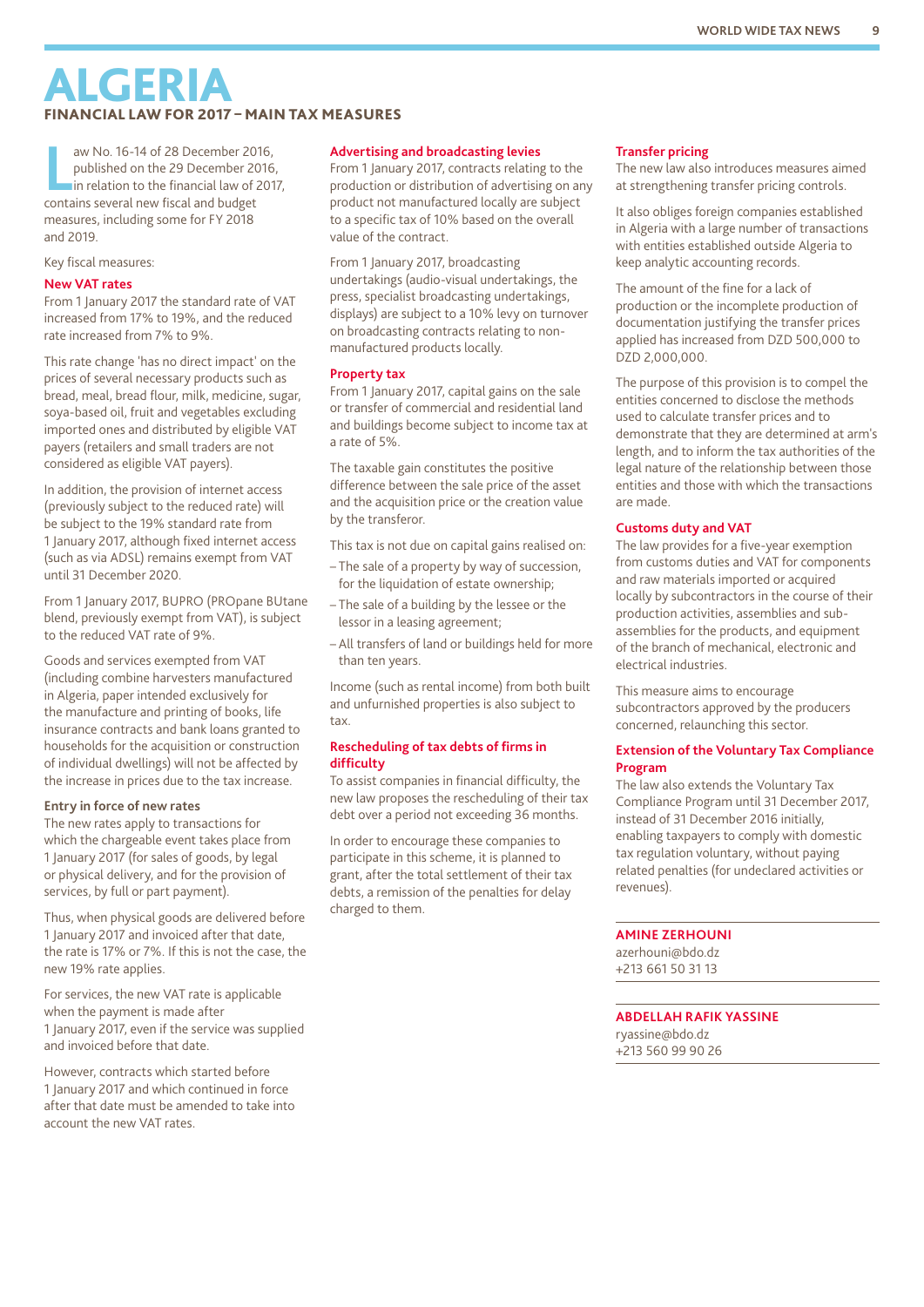# ALGERIA

## FINANCIAL LAW FOR 2017 – MAIN TAX MEASURES

Law No. 16-14 of 28 December 2016, published on the 29 December 2016, in relation to the financial law of 2017, contains several new fiscal and budget measures, including some for FY 2018 and 2019.

Key fiscal measures:

### New VAT rates

From 1 January 2017 the standard rate of VAT increased from 17% to 19%, and the reduced rate increased from 7% to 9%.

This rate change 'has no direct impact' on the prices of several necessary products such as bread, meal, bread flour, milk, medicine, sugar, soya-based oil, fruit and vegetables excluding imported ones and distributed by eligible VAT payers (retailers and small traders are not considered as eligible VAT payers).

In addition, the provision of internet access (previously subject to the reduced rate) will be subject to the 19% standard rate from 1 January 2017, although fixed internet access (such as via ADSL) remains exempt from VAT until 31 December 2020.

From 1 January 2017, BUPRO (PROpane BUtane blend, previously exempt from VAT), is subject to the reduced VAT rate of 9%.

Goods and services exempted from VAT (including combine harvesters manufactured in Algeria, paper intended exclusively for the manufacture and printing of books, life insurance contracts and bank loans granted to households for the acquisition or construction of individual dwellings) will not be affected by the increase in prices due to the tax increase.

#### Entry in force of new rates

The new rates apply to transactions for which the chargeable event takes place from 1 January 2017 (for sales of goods, by legal or physical delivery, and for the provision of services, by full or part payment).

Thus, when physical goods are delivered before 1 January 2017 and invoiced after that date, the rate is 17% or 7%. If this is not the case, the new 19% rate applies.

For services, the new VAT rate is applicable when the payment is made after 1 January 2017, even if the service was supplied and invoiced before that date.

However, contracts which started before 1 January 2017 and which continued in force after that date must be amended to take into account the new VAT rates.

### Advertising and broadcasting levies

From 1 January 2017, contracts relating to the production or distribution of advertising on any product not manufactured locally are subject to a specific tax of 10% based on the overall value of the contract.

From 1 January 2017, broadcasting undertakings (audio-visual undertakings, the press, specialist broadcasting undertakings, displays) are subject to a 10% levy on turnover on broadcasting contracts relating to non-manufactured products locally.

### Property tax

From 1 January 2017, capital gains on the sale or transfer of commercial and residential land and buildings become subject to income tax at a rate of 5%.

The taxable gain constitutes the positive difference between the sale price of the asset and the acquisition price or the creation value by the transferor.

This tax is not due on capital gains realised on:

- The sale of a property by way of succession, for the liquidation of estate ownership;
- The sale of a building by the lessee or the lessor in a leasing agreement;
- All transfers of land or buildings held for more than ten years.

Income (such as rental income) from both built and unfurnished properties is also subject to tax.

### Rescheduling of tax debts of firms in difficulty

To assist companies in financial difficulty, the new law proposes the rescheduling of their tax debt over a period not exceeding 36 months.

In order to encourage these companies to participate in this scheme, it is planned to grant, after the total settlement of their tax debts, a remission of the penalties for delay charged to them.

### Transfer pricing

The new law also introduces measures aimed at strengthening transfer pricing controls.

It also obliges foreign companies established in Algeria with a large number of transactions with entities established outside Algeria to keep analytic accounting records.

The amount of the fine for a lack of production or the incomplete production of documentation justifying the transfer prices applied has increased from DZD 500,000 to DZD 2,000,000.

The purpose of this provision is to compel the entities concerned to disclose the methods used to calculate transfer prices and to demonstrate that they are determined at arm's length, and to inform the tax authorities of the legal nature of the relationship between those entities and those with which the transactions are made.

### Customs duty and VAT

The law provides for a five-year exemption from customs duties and VAT for components and raw materials imported or acquired locally by subcontractors in the course of their production activities, assemblies and sub-assemblies for the products, and equipment of the branch of mechanical, electronic and electrical industries.

This measure aims to encourage subcontractors approved by the producers concerned, relaunching this sector.

### Extension of the Voluntary Tax Compliance Program

The law also extends the Voluntary Tax Compliance Program until 31 December 2017, instead of 31 December 2016 initially, enabling taxpayers to comply with domestic tax regulation voluntary, without paying related penalties (for undeclared activities or revenues).

**AMINE ZERHOUNI**
azerhouni@bdo.dz
+213 661 50 31 13

**ABDELLAH RAFIK YASSINE**
ryassine@bdo.dz
+213 560 99 90 26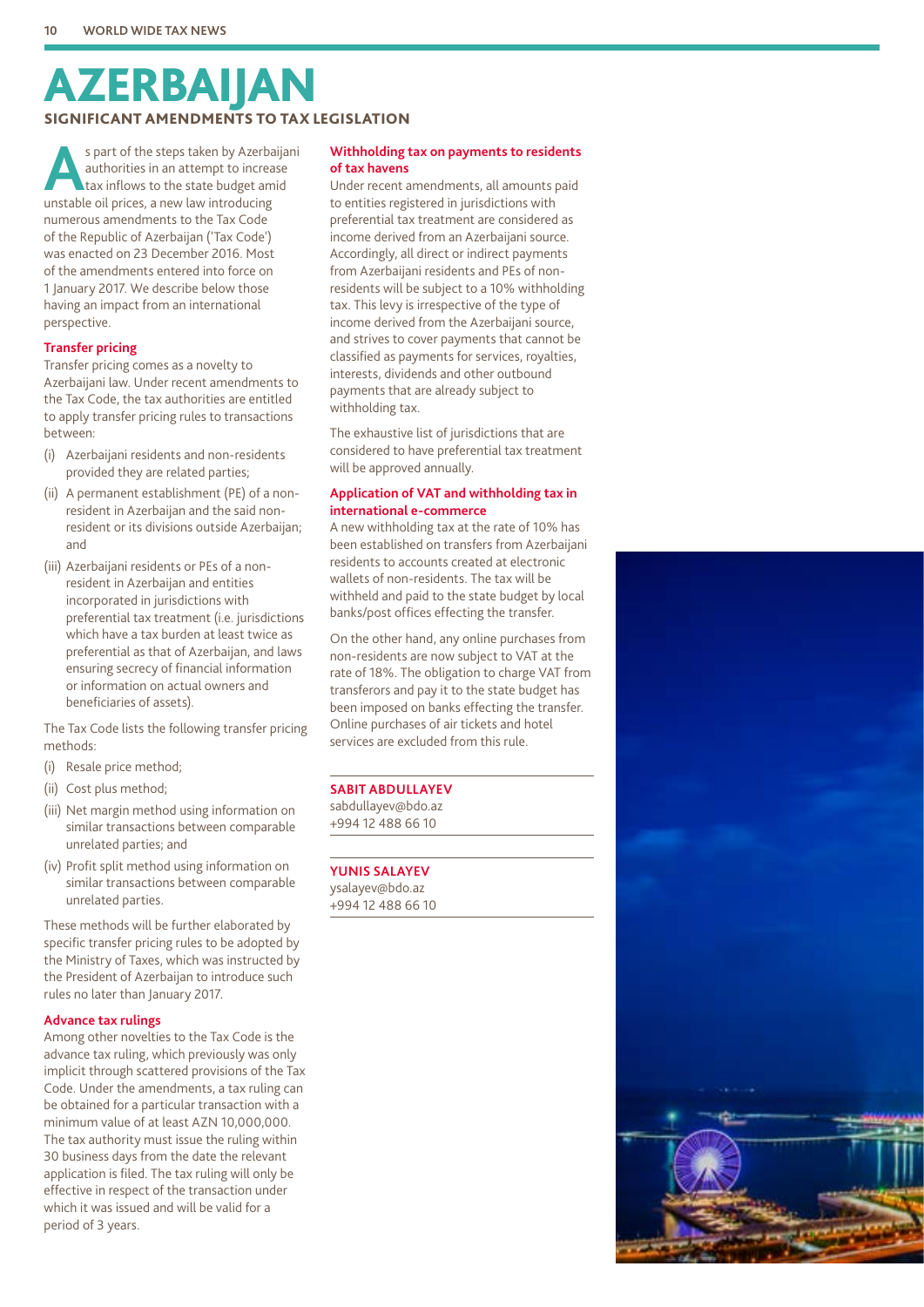# AZERBAIJAN

## SIGNIFICANT AMENDMENTS TO TAX LEGISLATION

As part of the steps taken by Azerbaijani authorities in an attempt to increase tax inflows to the state budget amid unstable oil prices, a new law introducing numerous amendments to the Tax Code of the Republic of Azerbaijan ('Tax Code') was enacted on 23 December 2016. Most of the amendments entered into force on 1 January 2017. We describe below those having an impact from an international perspective.

### Transfer pricing

Transfer pricing comes as a novelty to Azerbaijani law. Under recent amendments to the Tax Code, the tax authorities are entitled to apply transfer pricing rules to transactions between:

(i) Azerbaijani residents and non-residents provided they are related parties;

(ii) A permanent establishment (PE) of a non-resident in Azerbaijan and the said non-resident or its divisions outside Azerbaijan; and

(iii) Azerbaijani residents or PEs of a non-resident in Azerbaijan and entities incorporated in jurisdictions with preferential tax treatment (i.e. jurisdictions which have a tax burden at least twice as preferential as that of Azerbaijan, and laws ensuring secrecy of financial information or information on actual owners and beneficiaries of assets).

The Tax Code lists the following transfer pricing methods:

(i) Resale price method;

(ii) Cost plus method;

(iii) Net margin method using information on similar transactions between comparable unrelated parties; and

(iv) Profit split method using information on similar transactions between comparable unrelated parties.

These methods will be further elaborated by specific transfer pricing rules to be adopted by the Ministry of Taxes, which was instructed by the President of Azerbaijan to introduce such rules no later than January 2017.

### Advance tax rulings

Among other novelties to the Tax Code is the advance tax ruling, which previously was only implicit through scattered provisions of the Tax Code. Under the amendments, a tax ruling can be obtained for a particular transaction with a minimum value of at least AZN 10,000,000. The tax authority must issue the ruling within 30 business days from the date the relevant application is filed. The tax ruling will only be effective in respect of the transaction under which it was issued and will be valid for a period of 3 years.

### Withholding tax on payments to residents of tax havens

Under recent amendments, all amounts paid to entities registered in jurisdictions with preferential tax treatment are considered as income derived from an Azerbaijani source. Accordingly, all direct or indirect payments from Azerbaijani residents and PEs of non-residents will be subject to a 10% withholding tax. This levy is irrespective of the type of income derived from the Azerbaijani source, and strives to cover payments that cannot be classified as payments for services, royalties, interests, dividends and other outbound payments that are already subject to withholding tax.

The exhaustive list of jurisdictions that are considered to have preferential tax treatment will be approved annually.

### Application of VAT and withholding tax in international e-commerce

A new withholding tax at the rate of 10% has been established on transfers from Azerbaijani residents to accounts created at electronic wallets of non-residents. The tax will be withheld and paid to the state budget by local banks/post offices effecting the transfer.

On the other hand, any online purchases from non-residents are now subject to VAT at the rate of 18%. The obligation to charge VAT from transferors and pay it to the state budget has been imposed on banks effecting the transfer. Online purchases of air tickets and hotel services are excluded from this rule.

**SABIT ABDULLAYEV**
sabdullayev@bdo.az
+994 12 488 66 10

**YUNIS SALAYEV**
ysalayev@bdo.az
+994 12 488 66 10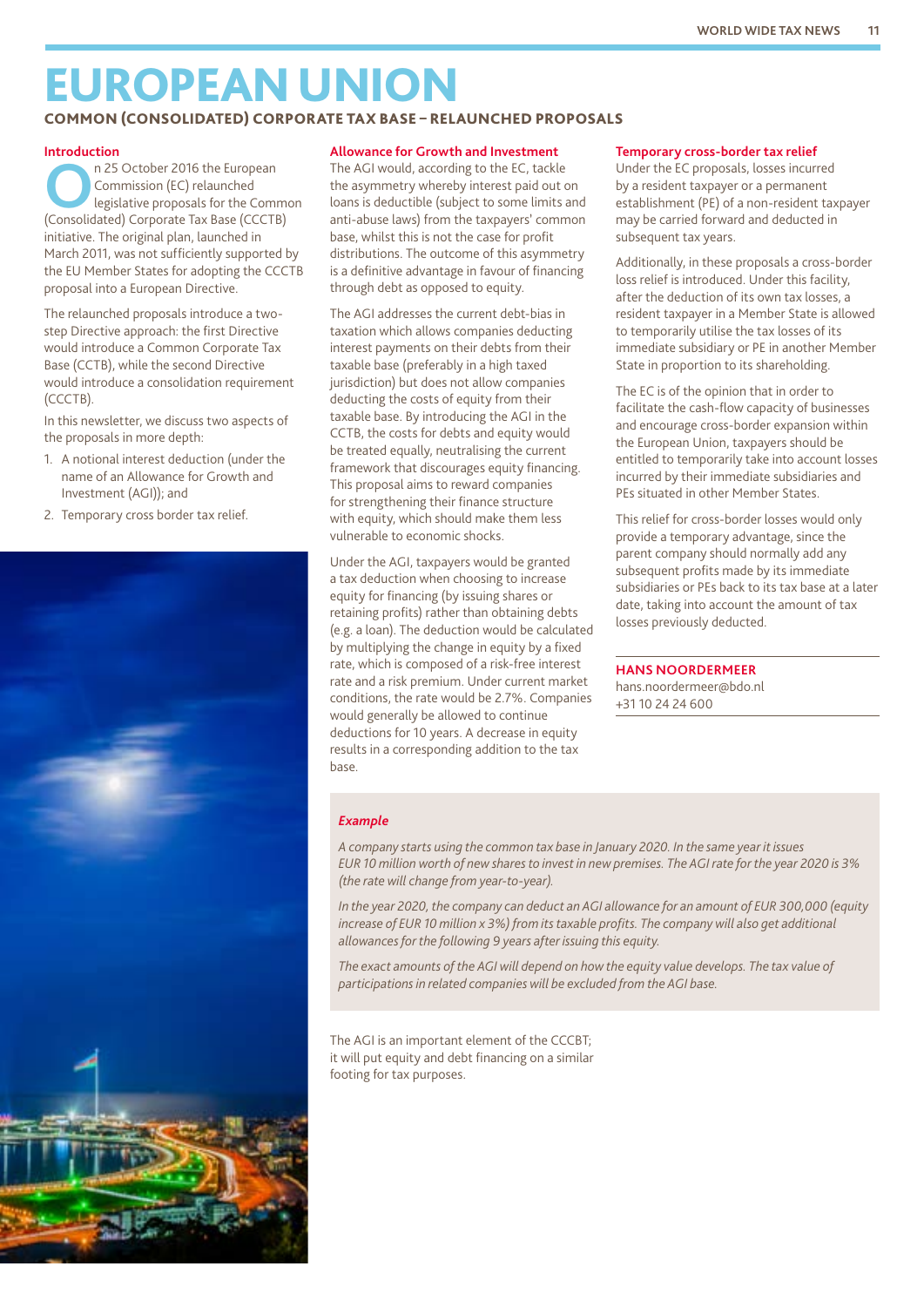# EUROPEAN UNION

## COMMON (CONSOLIDATED) CORPORATE TAX BASE – RELAUNCHED PROPOSALS

### Introduction

On 25 October 2016 the European Commission (EC) relaunched legislative proposals for the Common (Consolidated) Corporate Tax Base (CCCTB) initiative. The original plan, launched in March 2011, was not sufficiently supported by the EU Member States for adopting the CCCTB proposal into a European Directive.

The relaunched proposals introduce a two-step Directive approach: the first Directive would introduce a Common Corporate Tax Base (CCTB), while the second Directive would introduce a consolidation requirement (CCCTB).

In this newsletter, we discuss two aspects of the proposals in more depth:

1. A notional interest deduction (under the name of an Allowance for Growth and Investment (AGI)); and
2. Temporary cross border tax relief.

### Allowance for Growth and Investment

The AGI would, according to the EC, tackle the asymmetry whereby interest paid out on loans is deductible (subject to some limits and anti-abuse laws) from the taxpayers' common base, whilst this is not the case for profit distributions. The outcome of this asymmetry is a definitive advantage in favour of financing through debt as opposed to equity.

The AGI addresses the current debt-bias in taxation which allows companies deducting interest payments on their debts from their taxable base (preferably in a high taxed jurisdiction) but does not allow companies deducting the costs of equity from their taxable base. By introducing the AGI in the CCTB, the costs for debts and equity would be treated equally, neutralising the current framework that discourages equity financing. This proposal aims to reward companies for strengthening their finance structure with equity, which should make them less vulnerable to economic shocks.

Under the AGI, taxpayers would be granted a tax deduction when choosing to increase equity for financing (by issuing shares or retaining profits) rather than obtaining debts (e.g. a loan). The deduction would be calculated by multiplying the change in equity by a fixed rate, which is composed of a risk-free interest rate and a risk premium. Under current market conditions, the rate would be 2.7%. Companies would generally be allowed to continue deductions for 10 years. A decrease in equity results in a corresponding addition to the tax base.

> ***Example***
>
> *A company starts using the common tax base in January 2020. In the same year it issues EUR 10 million worth of new shares to invest in new premises. The AGI rate for the year 2020 is 3% (the rate will change from year-to-year).*
>
> *In the year 2020, the company can deduct an AGI allowance for an amount of EUR 300,000 (equity increase of EUR 10 million x 3%) from its taxable profits. The company will also get additional allowances for the following 9 years after issuing this equity.*
>
> *The exact amounts of the AGI will depend on how the equity value develops. The tax value of participations in related companies will be excluded from the AGI base.*

The AGI is an important element of the CCCBT; it will put equity and debt financing on a similar footing for tax purposes.

### Temporary cross-border tax relief

Under the EC proposals, losses incurred by a resident taxpayer or a permanent establishment (PE) of a non-resident taxpayer may be carried forward and deducted in subsequent tax years.

Additionally, in these proposals a cross-border loss relief is introduced. Under this facility, after the deduction of its own tax losses, a resident taxpayer in a Member State is allowed to temporarily utilise the tax losses of its immediate subsidiary or PE in another Member State in proportion to its shareholding.

The EC is of the opinion that in order to facilitate the cash-flow capacity of businesses and encourage cross-border expansion within the European Union, taxpayers should be entitled to temporarily take into account losses incurred by their immediate subsidiaries and PEs situated in other Member States.

This relief for cross-border losses would only provide a temporary advantage, since the parent company should normally add any subsequent profits made by its immediate subsidiaries or PEs back to its tax base at a later date, taking into account the amount of tax losses previously deducted.

**HANS NOORDERMEER**
hans.noordermeer@bdo.nl
+31 10 24 24 600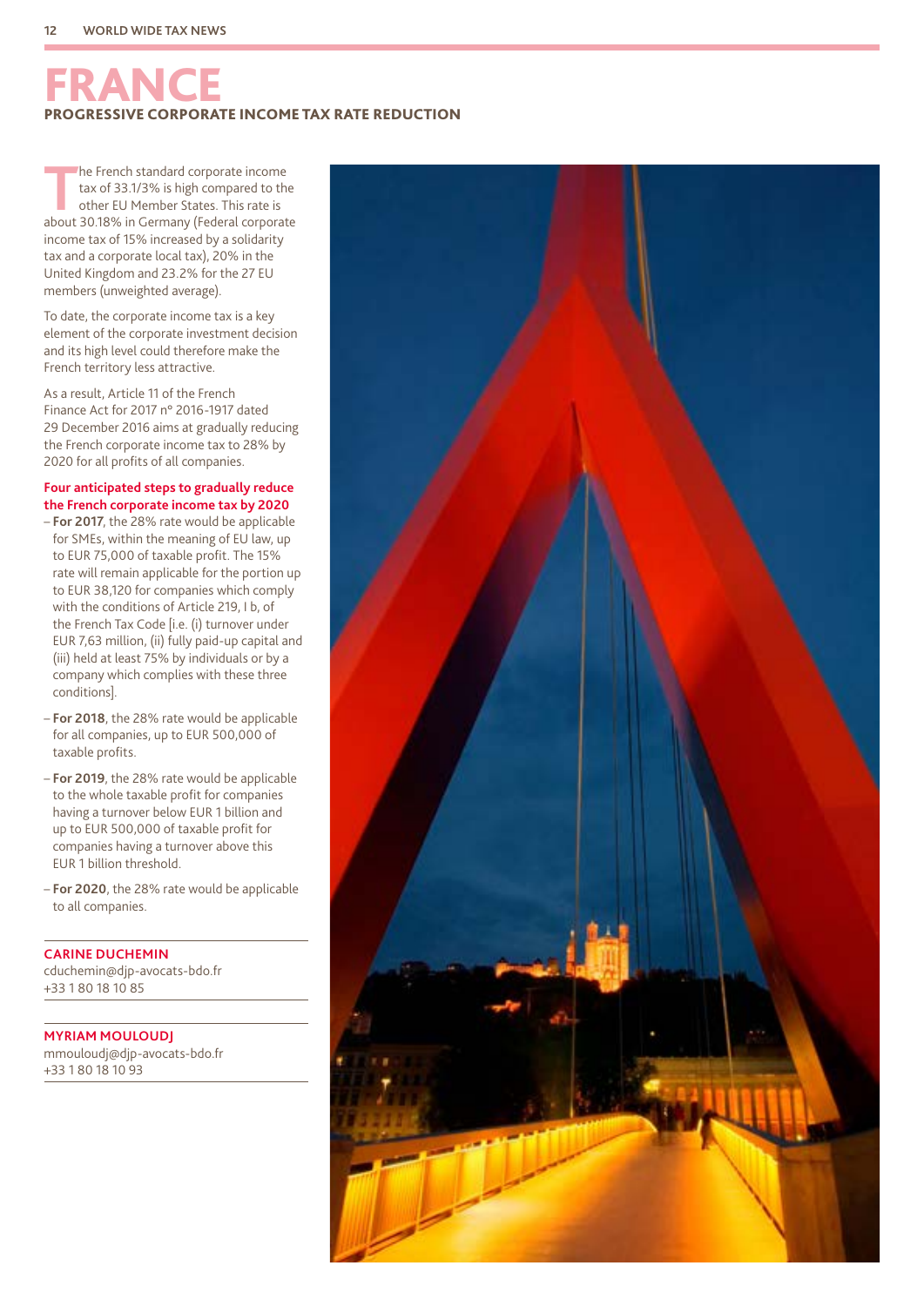# FRANCE

## PROGRESSIVE CORPORATE INCOME TAX RATE REDUCTION

The French standard corporate income tax of 33.1/3% is high compared to the other EU Member States. This rate is about 30.18% in Germany (Federal corporate income tax of 15% increased by a solidarity tax and a corporate local tax), 20% in the United Kingdom and 23.2% for the 27 EU members (unweighted average).

To date, the corporate income tax is a key element of the corporate investment decision and its high level could therefore make the French territory less attractive.

As a result, Article 11 of the French Finance Act for 2017 n° 2016-1917 dated 29 December 2016 aims at gradually reducing the French corporate income tax to 28% by 2020 for all profits of all companies.

### Four anticipated steps to gradually reduce the French corporate income tax by 2020

- **For 2017**, the 28% rate would be applicable for SMEs, within the meaning of EU law, up to EUR 75,000 of taxable profit. The 15% rate will remain applicable for the portion up to EUR 38,120 for companies which comply with the conditions of Article 219, I b, of the French Tax Code [i.e. (i) turnover under EUR 7,63 million, (ii) fully paid-up capital and (iii) held at least 75% by individuals or by a company which complies with these three conditions].
- **For 2018**, the 28% rate would be applicable for all companies, up to EUR 500,000 of taxable profits.
- **For 2019**, the 28% rate would be applicable to the whole taxable profit for companies having a turnover below EUR 1 billion and up to EUR 500,000 of taxable profit for companies having a turnover above this EUR 1 billion threshold.
- **For 2020**, the 28% rate would be applicable to all companies.

**CARINE DUCHEMIN**
cduchemin@djp-avocats-bdo.fr
+33 1 80 18 10 85

**MYRIAM MOULOUDJ**
mmouloudj@djp-avocats-bdo.fr
+33 1 80 18 10 93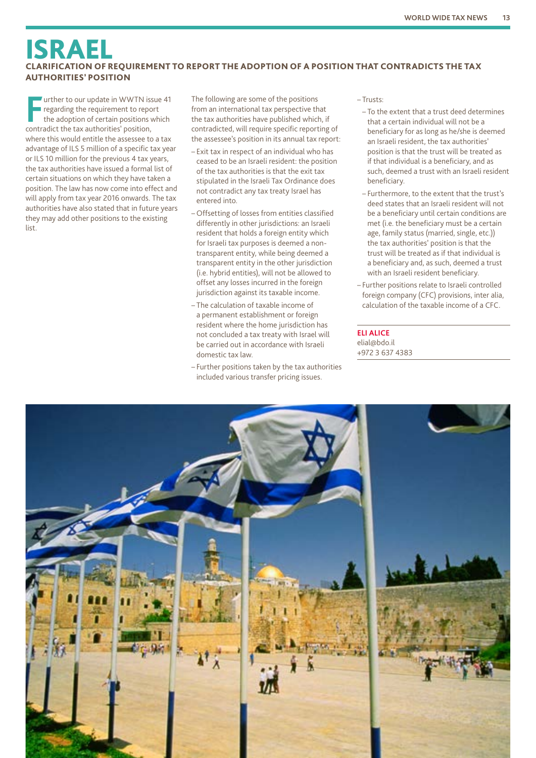# ISRAEL

## CLARIFICATION OF REQUIREMENT TO REPORT THE ADOPTION OF A POSITION THAT CONTRADICTS THE TAX AUTHORITIES' POSITION

Further to our update in WWTN issue 41 regarding the requirement to report the adoption of certain positions which contradict the tax authorities' position, where this would entitle the assessee to a tax advantage of ILS 5 million of a specific tax year or ILS 10 million for the previous 4 tax years, the tax authorities have issued a formal list of certain situations on which they have taken a position. The law has now come into effect and will apply from tax year 2016 onwards. The tax authorities have also stated that in future years they may add other positions to the existing list.

The following are some of the positions from an international tax perspective that the tax authorities have published which, if contradicted, will require specific reporting of the assessee's position in its annual tax report:

- Exit tax in respect of an individual who has ceased to be an Israeli resident: the position of the tax authorities is that the exit tax stipulated in the Israeli Tax Ordinance does not contradict any tax treaty Israel has entered into.
- Offsetting of losses from entities classified differently in other jurisdictions: an Israeli resident that holds a foreign entity which for Israeli tax purposes is deemed a non-transparent entity, while being deemed a transparent entity in the other jurisdiction (i.e. hybrid entities), will not be allowed to offset any losses incurred in the foreign jurisdiction against its taxable income.
- The calculation of taxable income of a permanent establishment or foreign resident where the home jurisdiction has not concluded a tax treaty with Israel will be carried out in accordance with Israeli domestic tax law.
- Further positions taken by the tax authorities included various transfer pricing issues.
- Trusts:
  - To the extent that a trust deed determines that a certain individual will not be a beneficiary for as long as he/she is deemed an Israeli resident, the tax authorities' position is that the trust will be treated as if that individual is a beneficiary, and as such, deemed a trust with an Israeli resident beneficiary.
  - Furthermore, to the extent that the trust's deed states that an Israeli resident will not be a beneficiary until certain conditions are met (i.e. the beneficiary must be a certain age, family status (married, single, etc.)) the tax authorities' position is that the trust will be treated as if that individual is a beneficiary and, as such, deemed a trust with an Israeli resident beneficiary.
- Further positions relate to Israeli controlled foreign company (CFC) provisions, inter alia, calculation of the taxable income of a CFC.

**ELI ALICE**
elial@bdo.il
+972 3 637 4383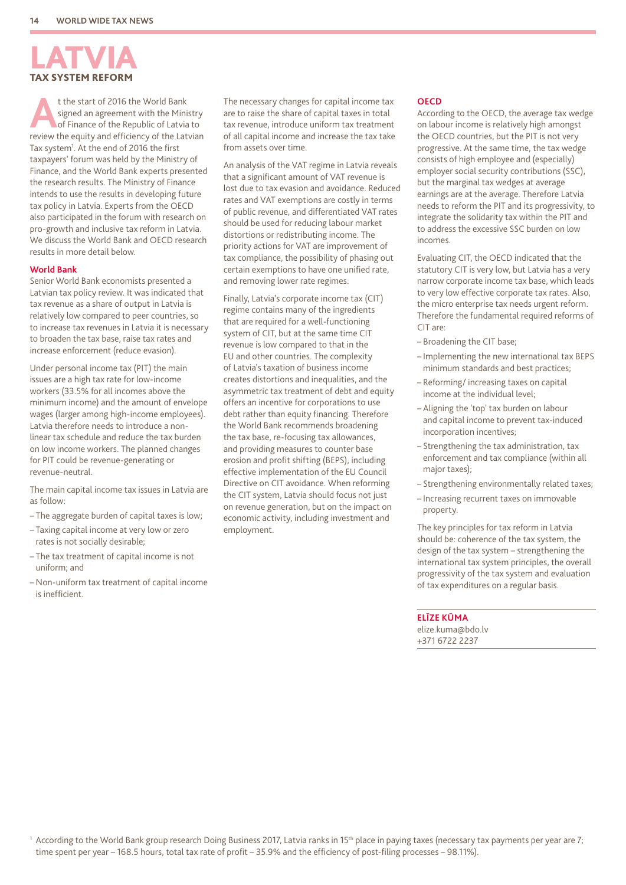# LATVIA

## TAX SYSTEM REFORM

At the start of 2016 the World Bank signed an agreement with the Ministry of Finance of the Republic of Latvia to review the equity and efficiency of the Latvian Tax system[1]. At the end of 2016 the first taxpayers' forum was held by the Ministry of Finance, and the World Bank experts presented the research results. The Ministry of Finance intends to use the results in developing future tax policy in Latvia. Experts from the OECD also participated in the forum with research on pro-growth and inclusive tax reform in Latvia. We discuss the World Bank and OECD research results in more detail below.

### World Bank

Senior World Bank economists presented a Latvian tax policy review. It was indicated that tax revenue as a share of output in Latvia is relatively low compared to peer countries, so to increase tax revenues in Latvia it is necessary to broaden the tax base, raise tax rates and increase enforcement (reduce evasion).

Under personal income tax (PIT) the main issues are a high tax rate for low-income workers (33.5% for all incomes above the minimum income) and the amount of envelope wages (larger among high-income employees). Latvia therefore needs to introduce a non-linear tax schedule and reduce the tax burden on low income workers. The planned changes for PIT could be revenue-generating or revenue-neutral.

The main capital income tax issues in Latvia are as follow:

- The aggregate burden of capital taxes is low;
- Taxing capital income at very low or zero rates is not socially desirable;
- The tax treatment of capital income is not uniform; and
- Non-uniform tax treatment of capital income is inefficient.

The necessary changes for capital income tax are to raise the share of capital taxes in total tax revenue, introduce uniform tax treatment of all capital income and increase the tax take from assets over time.

An analysis of the VAT regime in Latvia reveals that a significant amount of VAT revenue is lost due to tax evasion and avoidance. Reduced rates and VAT exemptions are costly in terms of public revenue, and differentiated VAT rates should be used for reducing labour market distortions or redistributing income. The priority actions for VAT are improvement of tax compliance, the possibility of phasing out certain exemptions to have one unified rate, and removing lower rate regimes.

Finally, Latvia's corporate income tax (CIT) regime contains many of the ingredients that are required for a well-functioning system of CIT, but at the same time CIT revenue is low compared to that in the EU and other countries. The complexity of Latvia's taxation of business income creates distortions and inequalities, and the asymmetric tax treatment of debt and equity offers an incentive for corporations to use debt rather than equity financing. Therefore the World Bank recommends broadening the tax base, re-focusing tax allowances, and providing measures to counter base erosion and profit shifting (BEPS), including effective implementation of the EU Council Directive on CIT avoidance. When reforming the CIT system, Latvia should focus not just on revenue generation, but on the impact on economic activity, including investment and employment.

### OECD

According to the OECD, the average tax wedge on labour income is relatively high amongst the OECD countries, but the PIT is not very progressive. At the same time, the tax wedge consists of high employee and (especially) employer social security contributions (SSC), but the marginal tax wedges at average earnings are at the average. Therefore Latvia needs to reform the PIT and its progressivity, to integrate the solidarity tax within the PIT and to address the excessive SSC burden on low incomes.

Evaluating CIT, the OECD indicated that the statutory CIT is very low, but Latvia has a very narrow corporate income tax base, which leads to very low effective corporate tax rates. Also, the micro enterprise tax needs urgent reform. Therefore the fundamental required reforms of CIT are:

- Broadening the CIT base;
- Implementing the new international tax BEPS minimum standards and best practices;
- Reforming/ increasing taxes on capital income at the individual level;
- Aligning the 'top' tax burden on labour and capital income to prevent tax-induced incorporation incentives;
- Strengthening the tax administration, tax enforcement and tax compliance (within all major taxes);
- Strengthening environmentally related taxes;
- Increasing recurrent taxes on immovable property.

The key principles for tax reform in Latvia should be: coherence of the tax system, the design of the tax system – strengthening the international tax system principles, the overall progressivity of the tax system and evaluation of tax expenditures on a regular basis.

**ELĪZE KŪMA**
elize.kuma@bdo.lv
+371 6722 2237

[1] According to the World Bank group research Doing Business 2017, Latvia ranks in 15th place in paying taxes (necessary tax payments per year are 7; time spent per year – 168.5 hours, total tax rate of profit – 35.9% and the efficiency of post-filing processes – 98.11%).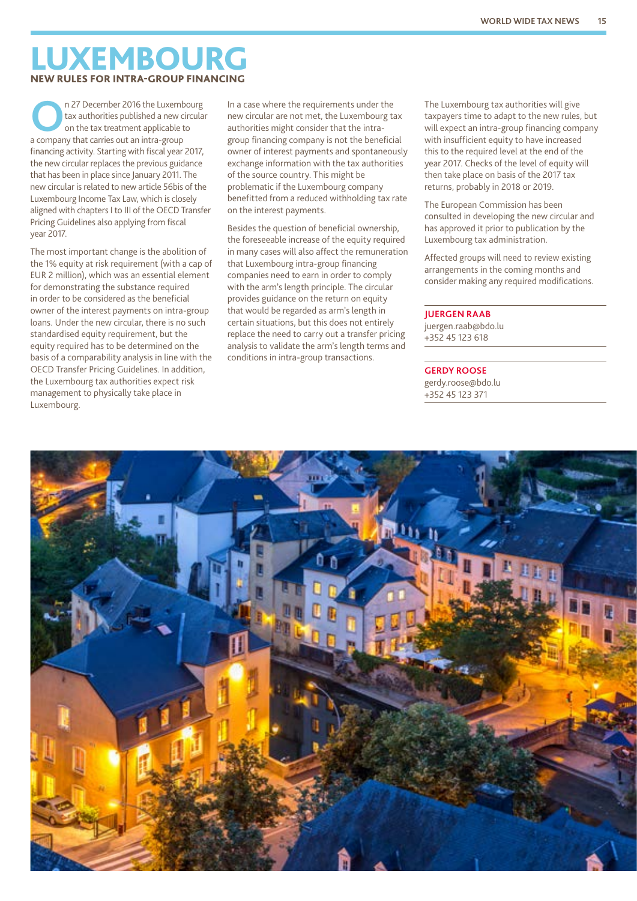# LUXEMBOURG

## NEW RULES FOR INTRA-GROUP FINANCING

On 27 December 2016 the Luxembourg tax authorities published a new circular on the tax treatment applicable to a company that carries out an intra-group financing activity. Starting with fiscal year 2017, the new circular replaces the previous guidance that has been in place since January 2011. The new circular is related to new article 56bis of the Luxembourg Income Tax Law, which is closely aligned with chapters I to III of the OECD Transfer Pricing Guidelines also applying from fiscal year 2017.

The most important change is the abolition of the 1% equity at risk requirement (with a cap of EUR 2 million), which was an essential element for demonstrating the substance required in order to be considered as the beneficial owner of the interest payments on intra-group loans. Under the new circular, there is no such standardised equity requirement, but the equity required has to be determined on the basis of a comparability analysis in line with the OECD Transfer Pricing Guidelines. In addition, the Luxembourg tax authorities expect risk management to physically take place in Luxembourg.

In a case where the requirements under the new circular are not met, the Luxembourg tax authorities might consider that the intra-group financing company is not the beneficial owner of interest payments and spontaneously exchange information with the tax authorities of the source country. This might be problematic if the Luxembourg company benefitted from a reduced withholding tax rate on the interest payments.

Besides the question of beneficial ownership, the foreseeable increase of the equity required in many cases will also affect the remuneration that Luxembourg intra-group financing companies need to earn in order to comply with the arm's length principle. The circular provides guidance on the return on equity that would be regarded as arm's length in certain situations, but this does not entirely replace the need to carry out a transfer pricing analysis to validate the arm's length terms and conditions in intra-group transactions.

The Luxembourg tax authorities will give taxpayers time to adapt to the new rules, but will expect an intra-group financing company with insufficient equity to have increased this to the required level at the end of the year 2017. Checks of the level of equity will then take place on basis of the 2017 tax returns, probably in 2018 or 2019.

The European Commission has been consulted in developing the new circular and has approved it prior to publication by the Luxembourg tax administration.

Affected groups will need to review existing arrangements in the coming months and consider making any required modifications.

**JUERGEN RAAB**
juergen.raab@bdo.lu
+352 45 123 618

**GERDY ROOSE**
gerdy.roose@bdo.lu
+352 45 123 371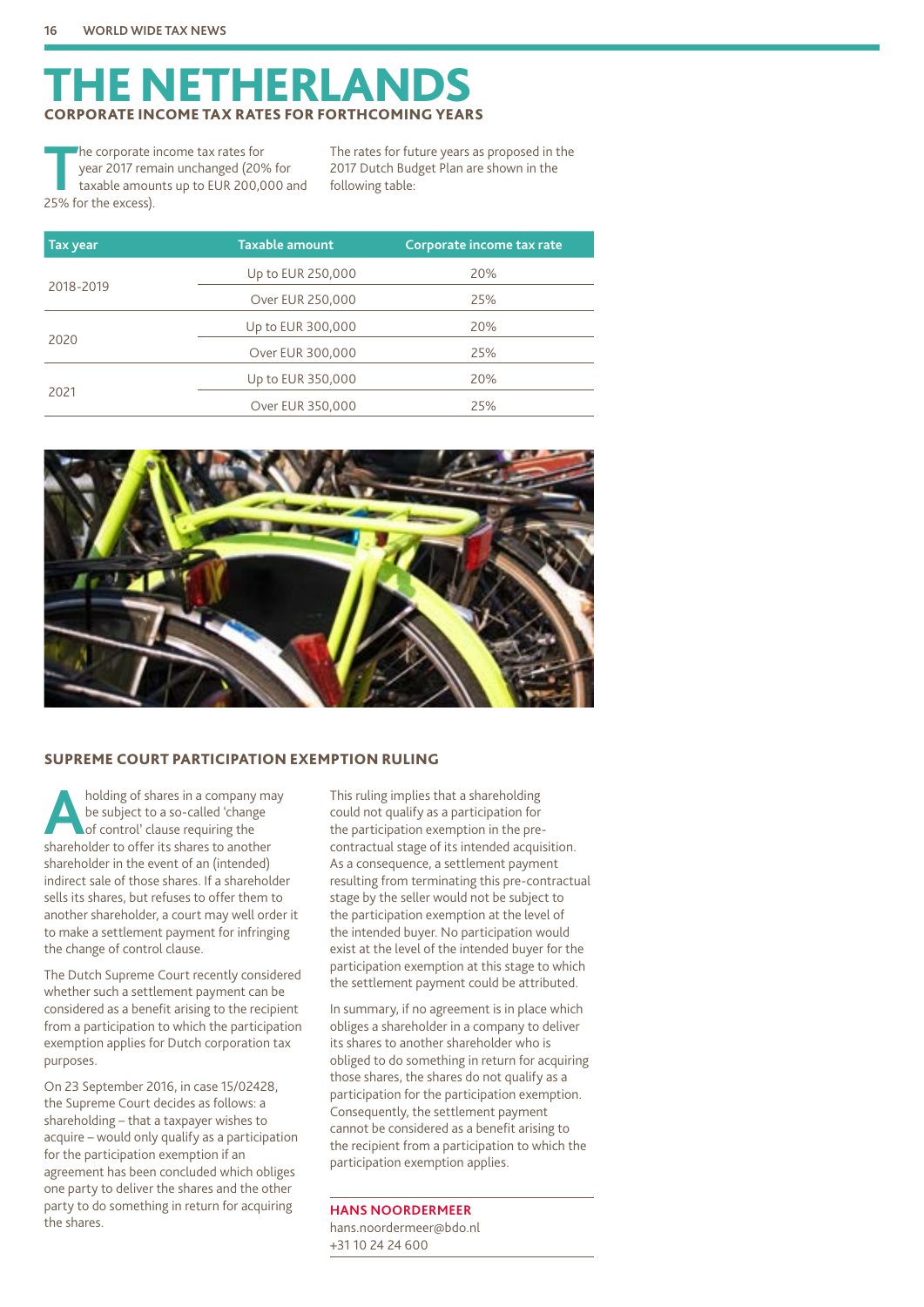# THE NETHERLANDS

## CORPORATE INCOME TAX RATES FOR FORTHCOMING YEARS

The corporate income tax rates for year 2017 remain unchanged (20% for taxable amounts up to EUR 200,000 and 25% for the excess).

The rates for future years as proposed in the 2017 Dutch Budget Plan are shown in the following table:

| Tax year | Taxable amount | Corporate income tax rate |
|---|---|---|
| 2018-2019 | Up to EUR 250,000 | 20% |
| | Over EUR 250,000 | 25% |
| 2020 | Up to EUR 300,000 | 20% |
| | Over EUR 300,000 | 25% |
| 2021 | Up to EUR 350,000 | 20% |
| | Over EUR 350,000 | 25% |

## SUPREME COURT PARTICIPATION EXEMPTION RULING

A holding of shares in a company may be subject to a so-called 'change of control' clause requiring the shareholder to offer its shares to another shareholder in the event of an (intended) indirect sale of those shares. If a shareholder sells its shares, but refuses to offer them to another shareholder, a court may well order it to make a settlement payment for infringing the change of control clause.

The Dutch Supreme Court recently considered whether such a settlement payment can be considered as a benefit arising to the recipient from a participation to which the participation exemption applies for Dutch corporation tax purposes.

On 23 September 2016, in case 15/02428, the Supreme Court decides as follows: a shareholding – that a taxpayer wishes to acquire – would only qualify as a participation for the participation exemption if an agreement has been concluded which obliges one party to deliver the shares and the other party to do something in return for acquiring the shares.

This ruling implies that a shareholding could not qualify as a participation for the participation exemption in the pre-contractual stage of its intended acquisition. As a consequence, a settlement payment resulting from terminating this pre-contractual stage by the seller would not be subject to the participation exemption at the level of the intended buyer. No participation would exist at the level of the intended buyer for the participation exemption at this stage to which the settlement payment could be attributed.

In summary, if no agreement is in place which obliges a shareholder in a company to deliver its shares to another shareholder who is obliged to do something in return for acquiring those shares, the shares do not qualify as a participation for the participation exemption. Consequently, the settlement payment cannot be considered as a benefit arising to the recipient from a participation to which the participation exemption applies.

**HANS NOORDERMEER**
hans.noordermeer@bdo.nl
+31 10 24 24 600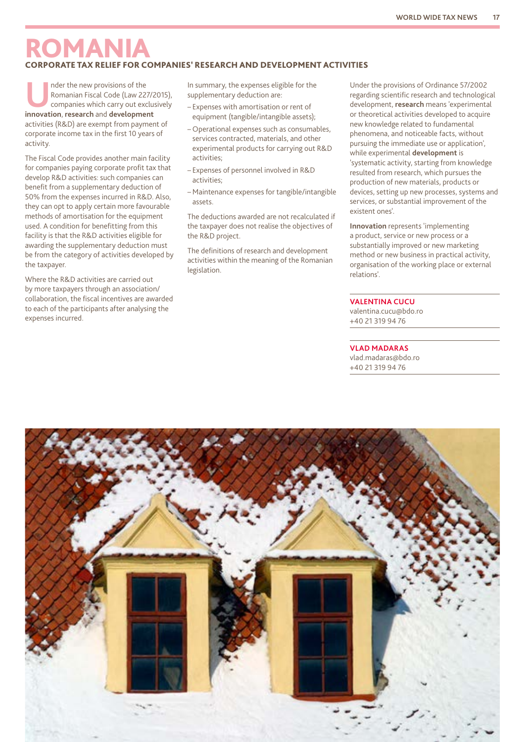# ROMANIA

## CORPORATE TAX RELIEF FOR COMPANIES' RESEARCH AND DEVELOPMENT ACTIVITIES

Under the new provisions of the Romanian Fiscal Code (Law 227/2015), companies which carry out exclusively **innovation**, **research** and **development** activities (R&D) are exempt from payment of corporate income tax in the first 10 years of activity.

The Fiscal Code provides another main facility for companies paying corporate profit tax that develop R&D activities: such companies can benefit from a supplementary deduction of 50% from the expenses incurred in R&D. Also, they can opt to apply certain more favourable methods of amortisation for the equipment used. A condition for benefitting from this facility is that the R&D activities eligible for awarding the supplementary deduction must be from the category of activities developed by the taxpayer.

Where the R&D activities are carried out by more taxpayers through an association/collaboration, the fiscal incentives are awarded to each of the participants after analysing the expenses incurred.

In summary, the expenses eligible for the supplementary deduction are:

- Expenses with amortisation or rent of equipment (tangible/intangible assets);
- Operational expenses such as consumables, services contracted, materials, and other experimental products for carrying out R&D activities;
- Expenses of personnel involved in R&D activities;
- Maintenance expenses for tangible/intangible assets.

The deductions awarded are not recalculated if the taxpayer does not realise the objectives of the R&D project.

The definitions of research and development activities within the meaning of the Romanian legislation.

Under the provisions of Ordinance 57/2002 regarding scientific research and technological development, **research** means 'experimental or theoretical activities developed to acquire new knowledge related to fundamental phenomena, and noticeable facts, without pursuing the immediate use or application', while experimental **development** is 'systematic activity, starting from knowledge resulted from research, which pursues the production of new materials, products or devices, setting up new processes, systems and services, or substantial improvement of the existent ones'.

**Innovation** represents 'implementing a product, service or new process or a substantially improved or new marketing method or new business in practical activity, organisation of the working place or external relations'.

**VALENTINA CUCU**
valentina.cucu@bdo.ro
+40 21 319 94 76

**VLAD MADARAS**
vlad.madaras@bdo.ro
+40 21 319 94 76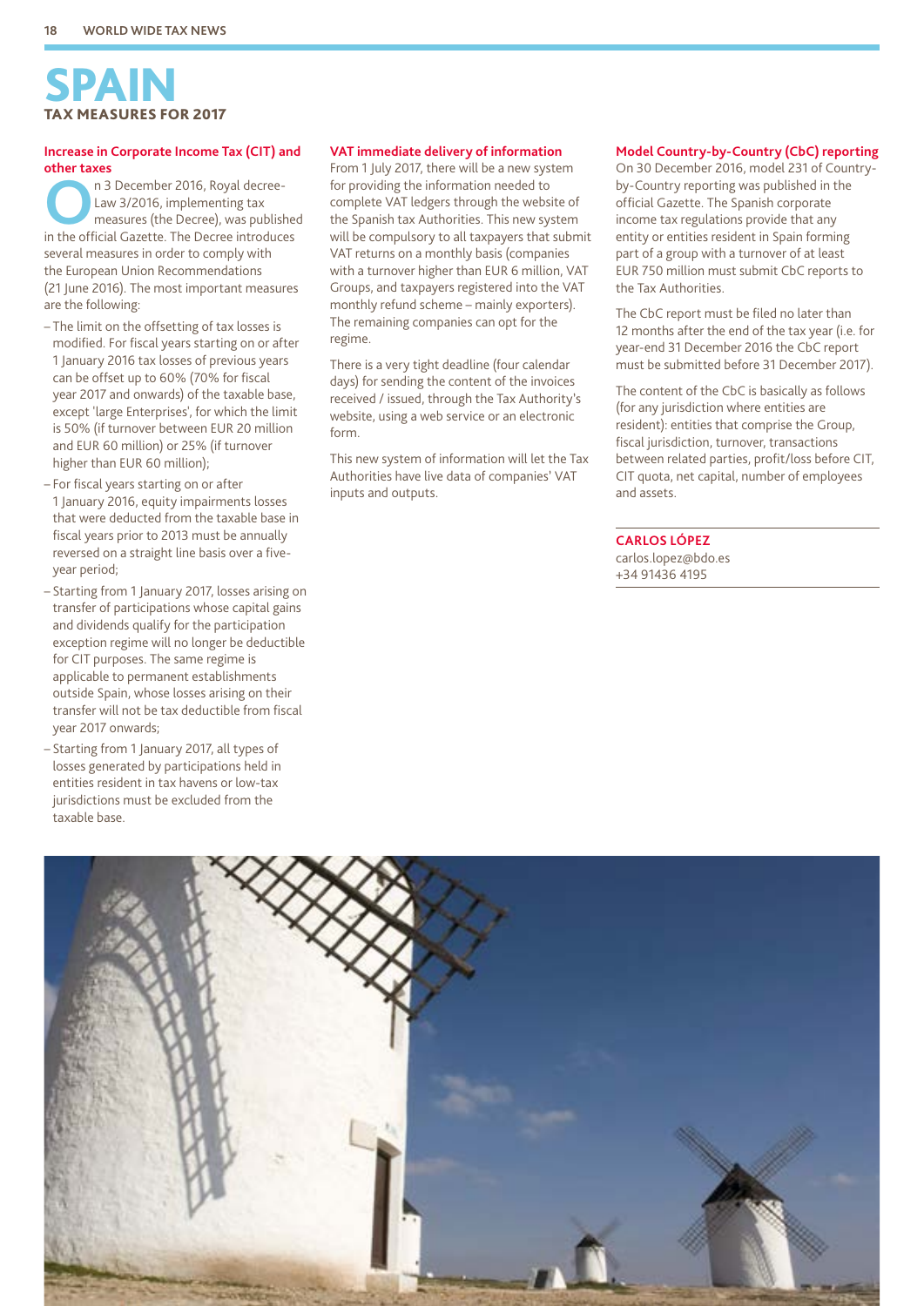# SPAIN

## TAX MEASURES FOR 2017

### Increase in Corporate Income Tax (CIT) and other taxes

On 3 December 2016, Royal decree-Law 3/2016, implementing tax measures (the Decree), was published in the official Gazette. The Decree introduces several measures in order to comply with the European Union Recommendations (21 June 2016). The most important measures are the following:

- The limit on the offsetting of tax losses is modified. For fiscal years starting on or after 1 January 2016 tax losses of previous years can be offset up to 60% (70% for fiscal year 2017 and onwards) of the taxable base, except 'large Enterprises', for which the limit is 50% (if turnover between EUR 20 million and EUR 60 million) or 25% (if turnover higher than EUR 60 million);
- For fiscal years starting on or after 1 January 2016, equity impairments losses that were deducted from the taxable base in fiscal years prior to 2013 must be annually reversed on a straight line basis over a five-year period;
- Starting from 1 January 2017, losses arising on transfer of participations whose capital gains and dividends qualify for the participation exception regime will no longer be deductible for CIT purposes. The same regime is applicable to permanent establishments outside Spain, whose losses arising on their transfer will not be tax deductible from fiscal year 2017 onwards;
- Starting from 1 January 2017, all types of losses generated by participations held in entities resident in tax havens or low-tax jurisdictions must be excluded from the taxable base.

### VAT immediate delivery of information

From 1 July 2017, there will be a new system for providing the information needed to complete VAT ledgers through the website of the Spanish tax Authorities. This new system will be compulsory to all taxpayers that submit VAT returns on a monthly basis (companies with a turnover higher than EUR 6 million, VAT Groups, and taxpayers registered into the VAT monthly refund scheme – mainly exporters). The remaining companies can opt for the regime.

There is a very tight deadline (four calendar days) for sending the content of the invoices received / issued, through the Tax Authority's website, using a web service or an electronic form.

This new system of information will let the Tax Authorities have live data of companies' VAT inputs and outputs.

### Model Country-by-Country (CbC) reporting

On 30 December 2016, model 231 of Country-by-Country reporting was published in the official Gazette. The Spanish corporate income tax regulations provide that any entity or entities resident in Spain forming part of a group with a turnover of at least EUR 750 million must submit CbC reports to the Tax Authorities.

The CbC report must be filed no later than 12 months after the end of the tax year (i.e. for year-end 31 December 2016 the CbC report must be submitted before 31 December 2017).

The content of the CbC is basically as follows (for any jurisdiction where entities are resident): entities that comprise the Group, fiscal jurisdiction, turnover, transactions between related parties, profit/loss before CIT, CIT quota, net capital, number of employees and assets.

**CARLOS LÓPEZ**
carlos.lopez@bdo.es
+34 91436 4195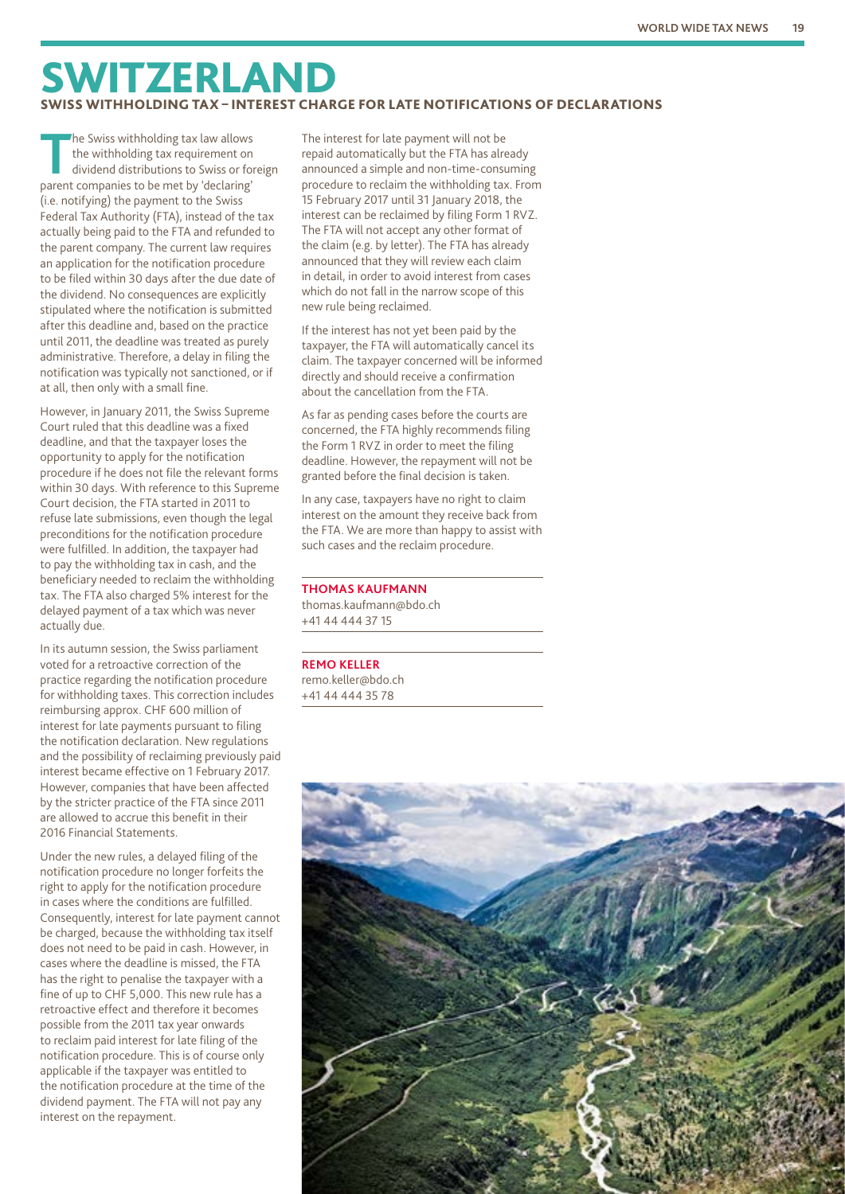# SWITZERLAND

## SWISS WITHHOLDING TAX – INTEREST CHARGE FOR LATE NOTIFICATIONS OF DECLARATIONS

The Swiss withholding tax law allows the withholding tax requirement on dividend distributions to Swiss or foreign parent companies to be met by 'declaring' (i.e. notifying) the payment to the Swiss Federal Tax Authority (FTA), instead of the tax actually being paid to the FTA and refunded to the parent company. The current law requires an application for the notification procedure to be filed within 30 days after the due date of the dividend. No consequences are explicitly stipulated where the notification is submitted after this deadline and, based on the practice until 2011, the deadline was treated as purely administrative. Therefore, a delay in filing the notification was typically not sanctioned, or if at all, then only with a small fine.

However, in January 2011, the Swiss Supreme Court ruled that this deadline was a fixed deadline, and that the taxpayer loses the opportunity to apply for the notification procedure if he does not file the relevant forms within 30 days. With reference to this Supreme Court decision, the FTA started in 2011 to refuse late submissions, even though the legal preconditions for the notification procedure were fulfilled. In addition, the taxpayer had to pay the withholding tax in cash, and the beneficiary needed to reclaim the withholding tax. The FTA also charged 5% interest for the delayed payment of a tax which was never actually due.

In its autumn session, the Swiss parliament voted for a retroactive correction of the practice regarding the notification procedure for withholding taxes. This correction includes reimbursing approx. CHF 600 million of interest for late payments pursuant to filing the notification declaration. New regulations and the possibility of reclaiming previously paid interest became effective on 1 February 2017. However, companies that have been affected by the stricter practice of the FTA since 2011 are allowed to accrue this benefit in their 2016 Financial Statements.

Under the new rules, a delayed filing of the notification procedure no longer forfeits the right to apply for the notification procedure in cases where the conditions are fulfilled. Consequently, interest for late payment cannot be charged, because the withholding tax itself does not need to be paid in cash. However, in cases where the deadline is missed, the FTA has the right to penalise the taxpayer with a fine of up to CHF 5,000. This new rule has a retroactive effect and therefore it becomes possible from the 2011 tax year onwards to reclaim paid interest for late filing of the notification procedure. This is of course only applicable if the taxpayer was entitled to the notification procedure at the time of the dividend payment. The FTA will not pay any interest on the repayment.

The interest for late payment will not be repaid automatically but the FTA has already announced a simple and non-time-consuming procedure to reclaim the withholding tax. From 15 February 2017 until 31 January 2018, the interest can be reclaimed by filing Form 1 RVZ. The FTA will not accept any other format of the claim (e.g. by letter). The FTA has already announced that they will review each claim in detail, in order to avoid interest from cases which do not fall in the narrow scope of this new rule being reclaimed.

If the interest has not yet been paid by the taxpayer, the FTA will automatically cancel its claim. The taxpayer concerned will be informed directly and should receive a confirmation about the cancellation from the FTA.

As far as pending cases before the courts are concerned, the FTA highly recommends filing the Form 1 RVZ in order to meet the filing deadline. However, the repayment will not be granted before the final decision is taken.

In any case, taxpayers have no right to claim interest on the amount they receive back from the FTA. We are more than happy to assist with such cases and the reclaim procedure.

**THOMAS KAUFMANN**
thomas.kaufmann@bdo.ch
+41 44 444 37 15

**REMO KELLER**
remo.keller@bdo.ch
+41 44 444 35 78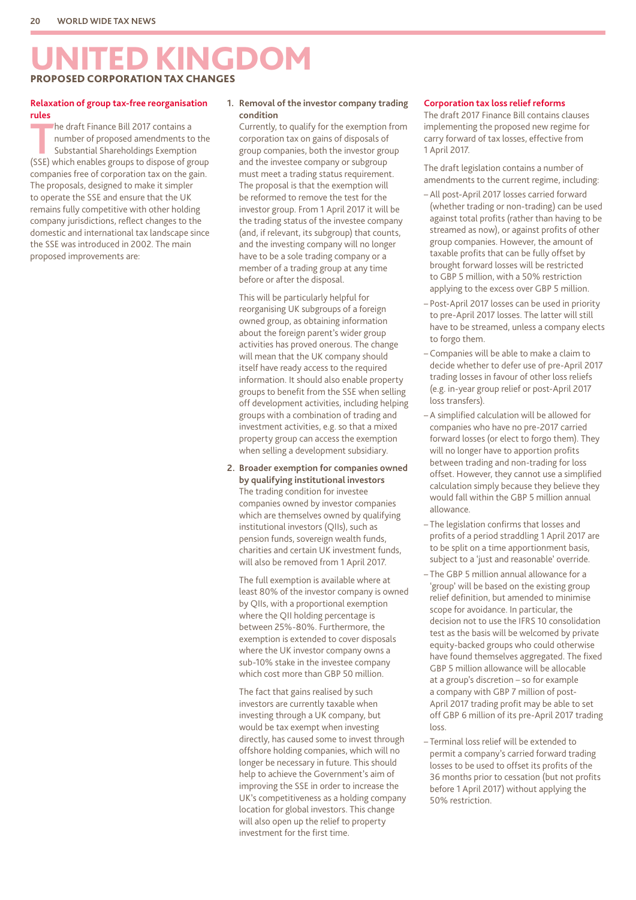# UNITED KINGDOM

## PROPOSED CORPORATION TAX CHANGES

### Relaxation of group tax-free reorganisation rules

The draft Finance Bill 2017 contains a number of proposed amendments to the Substantial Shareholdings Exemption (SSE) which enables groups to dispose of group companies free of corporation tax on the gain. The proposals, designed to make it simpler to operate the SSE and ensure that the UK remains fully competitive with other holding company jurisdictions, reflect changes to the domestic and international tax landscape since the SSE was introduced in 2002. The main proposed improvements are:

1. **Removal of the investor company trading condition**
   Currently, to qualify for the exemption from corporation tax on gains of disposals of group companies, both the investor group and the investee company or subgroup must meet a trading status requirement. The proposal is that the exemption will be reformed to remove the test for the investor group. From 1 April 2017 it will be the trading status of the investee company (and, if relevant, its subgroup) that counts, and the investing company will no longer have to be a sole trading company or a member of a trading group at any time before or after the disposal.

   This will be particularly helpful for reorganising UK subgroups of a foreign owned group, as obtaining information about the foreign parent's wider group activities has proved onerous. The change will mean that the UK company should itself have ready access to the required information. It should also enable property groups to benefit from the SSE when selling off development activities, including helping groups with a combination of trading and investment activities, e.g. so that a mixed property group can access the exemption when selling a development subsidiary.

2. **Broader exemption for companies owned by qualifying institutional investors**
   The trading condition for investee companies owned by investor companies which are themselves owned by qualifying institutional investors (QIIs), such as pension funds, sovereign wealth funds, charities and certain UK investment funds, will also be removed from 1 April 2017.

   The full exemption is available where at least 80% of the investor company is owned by QIIs, with a proportional exemption where the QII holding percentage is between 25%-80%. Furthermore, the exemption is extended to cover disposals where the UK investor company owns a sub-10% stake in the investee company which cost more than GBP 50 million.

   The fact that gains realised by such investors are currently taxable when investing through a UK company, but would be tax exempt when investing directly, has caused some to invest through offshore holding companies, which will no longer be necessary in future. This should help to achieve the Government's aim of improving the SSE in order to increase the UK's competitiveness as a holding company location for global investors. This change will also open up the relief to property investment for the first time.

### Corporation tax loss relief reforms

The draft 2017 Finance Bill contains clauses implementing the proposed new regime for carry forward of tax losses, effective from 1 April 2017.

The draft legislation contains a number of amendments to the current regime, including:

- All post-April 2017 losses carried forward (whether trading or non-trading) can be used against total profits (rather than having to be streamed as now), or against profits of other group companies. However, the amount of taxable profits that can be fully offset by brought forward losses will be restricted to GBP 5 million, with a 50% restriction applying to the excess over GBP 5 million.
- Post-April 2017 losses can be used in priority to pre-April 2017 losses. The latter will still have to be streamed, unless a company elects to forgo them.
- Companies will be able to make a claim to decide whether to defer use of pre-April 2017 trading losses in favour of other loss reliefs (e.g. in-year group relief or post-April 2017 loss transfers).
- A simplified calculation will be allowed for companies who have no pre-2017 carried forward losses (or elect to forgo them). They will no longer have to apportion profits between trading and non-trading for loss offset. However, they cannot use a simplified calculation simply because they believe they would fall within the GBP 5 million annual allowance.
- The legislation confirms that losses and profits of a period straddling 1 April 2017 are to be split on a time apportionment basis, subject to a 'just and reasonable' override.
- The GBP 5 million annual allowance for a 'group' will be based on the existing group relief definition, but amended to minimise scope for avoidance. In particular, the decision not to use the IFRS 10 consolidation test as the basis will be welcomed by private equity-backed groups who could otherwise have found themselves aggregated. The fixed GBP 5 million allowance will be allocable at a group's discretion – so for example a company with GBP 7 million of post-April 2017 trading profit may be able to set off GBP 6 million of its pre-April 2017 trading loss.
- Terminal loss relief will be extended to permit a company's carried forward trading losses to be used to offset its profits of the 36 months prior to cessation (but not profits before 1 April 2017) without applying the 50% restriction.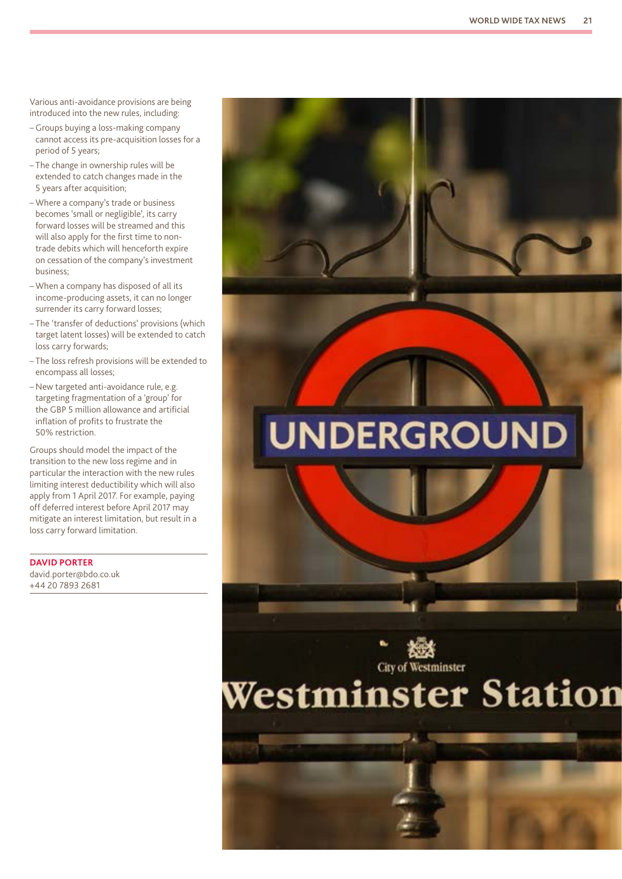Various anti-avoidance provisions are being introduced into the new rules, including:

- Groups buying a loss-making company cannot access its pre-acquisition losses for a period of 5 years;
- The change in ownership rules will be extended to catch changes made in the 5 years after acquisition;
- Where a company's trade or business becomes 'small or negligible', its carry forward losses will be streamed and this will also apply for the first time to non-trade debits which will henceforth expire on cessation of the company's investment business;
- When a company has disposed of all its income-producing assets, it can no longer surrender its carry forward losses;
- The 'transfer of deductions' provisions (which target latent losses) will be extended to catch loss carry forwards;
- The loss refresh provisions will be extended to encompass all losses;
- New targeted anti-avoidance rule, e.g. targeting fragmentation of a 'group' for the GBP 5 million allowance and artificial inflation of profits to frustrate the 50% restriction.

Groups should model the impact of the transition to the new loss regime and in particular the interaction with the new rules limiting interest deductibility which will also apply from 1 April 2017. For example, paying off deferred interest before April 2017 may mitigate an interest limitation, but result in a loss carry forward limitation.

**DAVID PORTER**
david.porter@bdo.co.uk
+44 20 7893 2681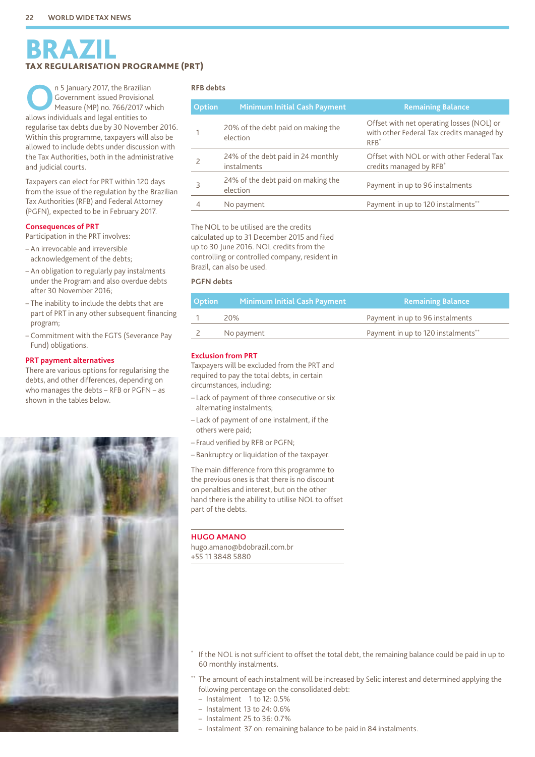# BRAZIL

## TAX REGULARISATION PROGRAMME (PRT)

On 5 January 2017, the Brazilian Government issued Provisional Measure (MP) no. 766/2017 which allows individuals and legal entities to regularise tax debts due by 30 November 2016. Within this programme, taxpayers will also be allowed to include debts under discussion with the Tax Authorities, both in the administrative and judicial courts.

Taxpayers can elect for PRT within 120 days from the issue of the regulation by the Brazilian Tax Authorities (RFB) and Federal Attorney (PGFN), expected to be in February 2017.

### Consequences of PRT

Participation in the PRT involves:

- An irrevocable and irreversible acknowledgement of the debts;
- An obligation to regularly pay instalments under the Program and also overdue debts after 30 November 2016;
- The inability to include the debts that are part of PRT in any other subsequent financing program;
- Commitment with the FGTS (Severance Pay Fund) obligations.

### PRT payment alternatives

There are various options for regularising the debts, and other differences, depending on who manages the debts – RFB or PGFN – as shown in the tables below.

**RFB debts**

| Option | Minimum Initial Cash Payment | Remaining Balance |
|---|---|---|
| 1 | 20% of the debt paid on making the election | Offset with net operating losses (NOL) or with other Federal Tax credits managed by RFB* |
| 2 | 24% of the debt paid in 24 monthly instalments | Offset with NOL or with other Federal Tax credits managed by RFB* |
| 3 | 24% of the debt paid on making the election | Payment in up to 96 instalments |
| 4 | No payment | Payment in up to 120 instalments** |

The NOL to be utilised are the credits calculated up to 31 December 2015 and filed up to 30 June 2016. NOL credits from the controlling or controlled company, resident in Brazil, can also be used.

**PGFN debts**

| Option | Minimum Initial Cash Payment | Remaining Balance |
|---|---|---|
| 1 | 20% | Payment in up to 96 instalments |
| 2 | No payment | Payment in up to 120 instalments** |

### Exclusion from PRT

Taxpayers will be excluded from the PRT and required to pay the total debts, in certain circumstances, including:

- Lack of payment of three consecutive or six alternating instalments;
- Lack of payment of one instalment, if the others were paid;
- Fraud verified by RFB or PGFN;
- Bankruptcy or liquidation of the taxpayer.

The main difference from this programme to the previous ones is that there is no discount on penalties and interest, but on the other hand there is the ability to utilise NOL to offset part of the debts.

**HUGO AMANO**
hugo.amano@bdobrazil.com.br
+55 11 3848 5880

\* If the NOL is not sufficient to offset the total debt, the remaining balance could be paid in up to 60 monthly instalments.

\*\* The amount of each instalment will be increased by Selic interest and determined applying the following percentage on the consolidated debt:
- Instalment 1 to 12: 0.5%
- Instalment 13 to 24: 0.6%
- Instalment 25 to 36: 0.7%
- Instalment 37 on: remaining balance to be paid in 84 instalments.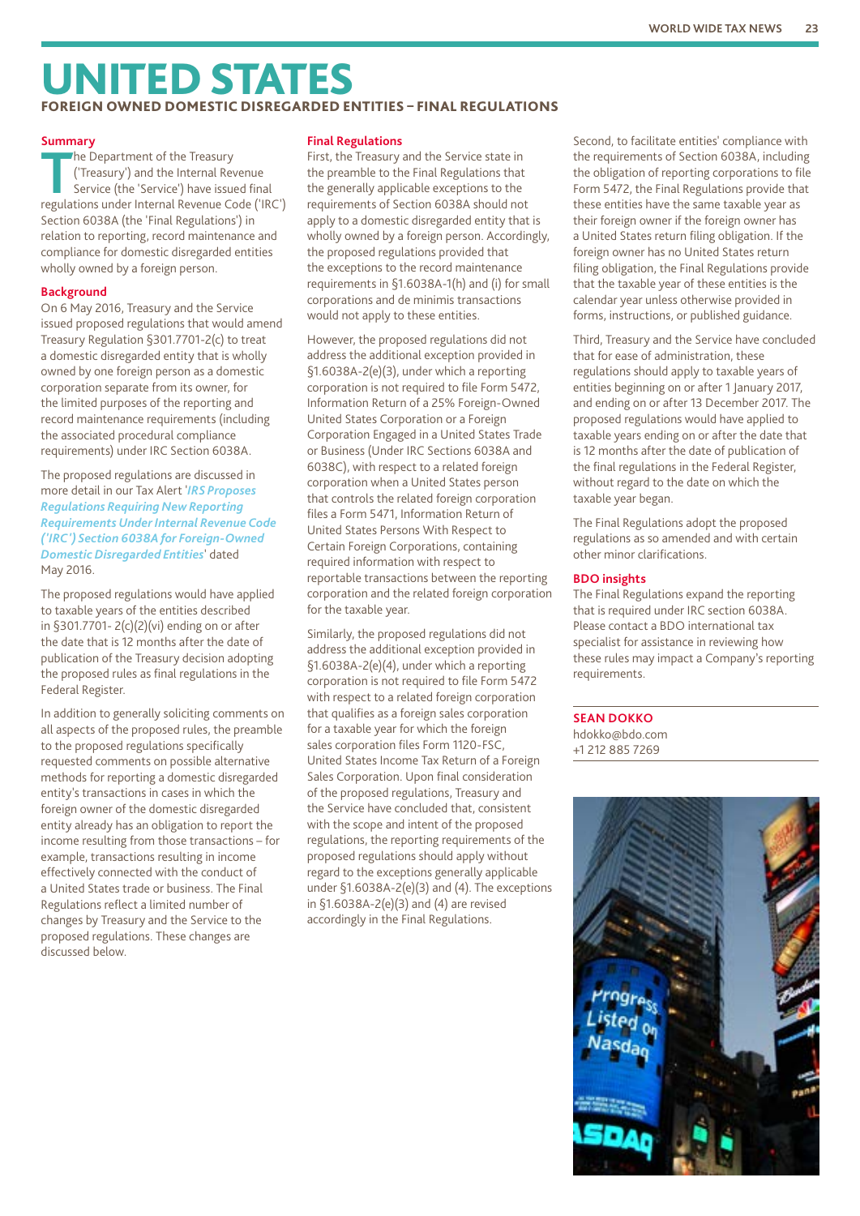# UNITED STATES

## FOREIGN OWNED DOMESTIC DISREGARDED ENTITIES – FINAL REGULATIONS

### Summary

The Department of the Treasury ('Treasury') and the Internal Revenue Service (the 'Service') have issued final regulations under Internal Revenue Code ('IRC') Section 6038A (the 'Final Regulations') in relation to reporting, record maintenance and compliance for domestic disregarded entities wholly owned by a foreign person.

### Background

On 6 May 2016, Treasury and the Service issued proposed regulations that would amend Treasury Regulation §301.7701-2(c) to treat a domestic disregarded entity that is wholly owned by one foreign person as a domestic corporation separate from its owner, for the limited purposes of the reporting and record maintenance requirements (including the associated procedural compliance requirements) under IRC Section 6038A.

The proposed regulations are discussed in more detail in our Tax Alert '*IRS Proposes Regulations Requiring New Reporting Requirements Under Internal Revenue Code ('IRC') Section 6038A for Foreign-Owned Domestic Disregarded Entities*' dated May 2016.

The proposed regulations would have applied to taxable years of the entities described in §301.7701- 2(c)(2)(vi) ending on or after the date that is 12 months after the date of publication of the Treasury decision adopting the proposed rules as final regulations in the Federal Register.

In addition to generally soliciting comments on all aspects of the proposed rules, the preamble to the proposed regulations specifically requested comments on possible alternative methods for reporting a domestic disregarded entity's transactions in cases in which the foreign owner of the domestic disregarded entity already has an obligation to report the income resulting from those transactions – for example, transactions resulting in income effectively connected with the conduct of a United States trade or business. The Final Regulations reflect a limited number of changes by Treasury and the Service to the proposed regulations. These changes are discussed below.

### Final Regulations

First, the Treasury and the Service state in the preamble to the Final Regulations that the generally applicable exceptions to the requirements of Section 6038A should not apply to a domestic disregarded entity that is wholly owned by a foreign person. Accordingly, the proposed regulations provided that the exceptions to the record maintenance requirements in §1.6038A-1(h) and (i) for small corporations and de minimis transactions would not apply to these entities.

However, the proposed regulations did not address the additional exception provided in §1.6038A-2(e)(3), under which a reporting corporation is not required to file Form 5472, Information Return of a 25% Foreign-Owned United States Corporation or a Foreign Corporation Engaged in a United States Trade or Business (Under IRC Sections 6038A and 6038C), with respect to a related foreign corporation when a United States person that controls the related foreign corporation files a Form 5471, Information Return of United States Persons With Respect to Certain Foreign Corporations, containing required information with respect to reportable transactions between the reporting corporation and the related foreign corporation for the taxable year.

Similarly, the proposed regulations did not address the additional exception provided in §1.6038A-2(e)(4), under which a reporting corporation is not required to file Form 5472 with respect to a related foreign corporation that qualifies as a foreign sales corporation for a taxable year for which the foreign sales corporation files Form 1120-FSC, United States Income Tax Return of a Foreign Sales Corporation. Upon final consideration of the proposed regulations, Treasury and the Service have concluded that, consistent with the scope and intent of the proposed regulations, the reporting requirements of the proposed regulations should apply without regard to the exceptions generally applicable under §1.6038A-2(e)(3) and (4). The exceptions in §1.6038A-2(e)(3) and (4) are revised accordingly in the Final Regulations.

Second, to facilitate entities' compliance with the requirements of Section 6038A, including the obligation of reporting corporations to file Form 5472, the Final Regulations provide that these entities have the same taxable year as their foreign owner if the foreign owner has a United States return filing obligation. If the foreign owner has no United States return filing obligation, the Final Regulations provide that the taxable year of these entities is the calendar year unless otherwise provided in forms, instructions, or published guidance.

Third, Treasury and the Service have concluded that for ease of administration, these regulations should apply to taxable years of entities beginning on or after 1 January 2017, and ending on or after 13 December 2017. The proposed regulations would have applied to taxable years ending on or after the date that is 12 months after the date of publication of the final regulations in the Federal Register, without regard to the date on which the taxable year began.

The Final Regulations adopt the proposed regulations as so amended and with certain other minor clarifications.

### BDO insights

The Final Regulations expand the reporting that is required under IRC section 6038A. Please contact a BDO international tax specialist for assistance in reviewing how these rules may impact a Company's reporting requirements.

**SEAN DOKKO**
hdokko@bdo.com
+1 212 885 7269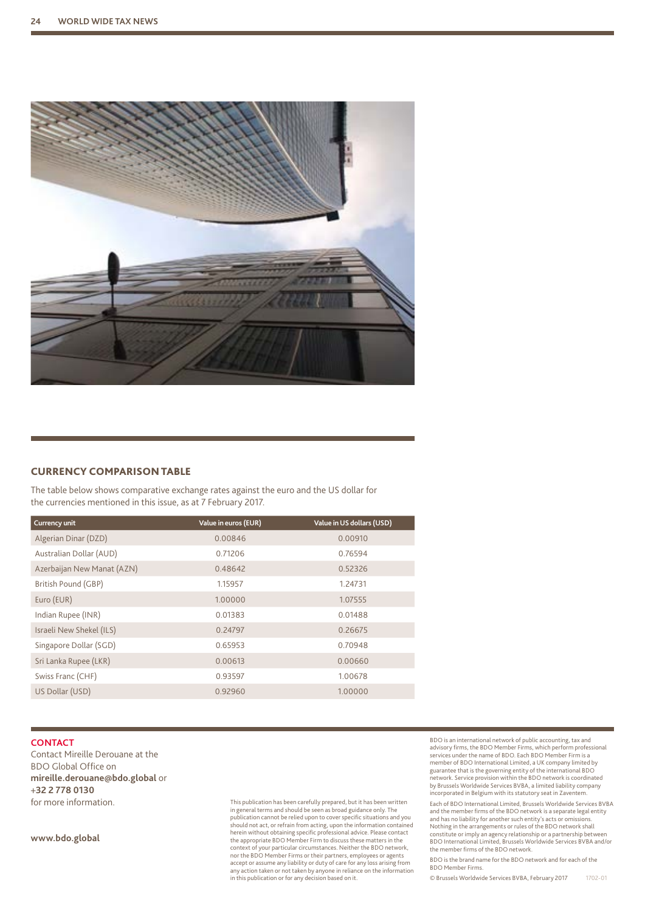## CURRENCY COMPARISON TABLE

The table below shows comparative exchange rates against the euro and the US dollar for the currencies mentioned in this issue, as at 7 February 2017.

| Currency unit | Value in euros (EUR) | Value in US dollars (USD) |
|---|---|---|
| Algerian Dinar (DZD) | 0.00846 | 0.00910 |
| Australian Dollar (AUD) | 0.71206 | 0.76594 |
| Azerbaijan New Manat (AZN) | 0.48642 | 0.52326 |
| British Pound (GBP) | 1.15957 | 1.24731 |
| Euro (EUR) | 1.00000 | 1.07555 |
| Indian Rupee (INR) | 0.01383 | 0.01488 |
| Israeli New Shekel (ILS) | 0.24797 | 0.26675 |
| Singapore Dollar (SGD) | 0.65953 | 0.70948 |
| Sri Lanka Rupee (LKR) | 0.00613 | 0.00660 |
| Swiss Franc (CHF) | 0.93597 | 1.00678 |
| US Dollar (USD) | 0.92960 | 1.00000 |

**CONTACT**

Contact Mireille Derouane at the BDO Global Office on **mireille.derouane@bdo.global** or **+32 2 778 0130** for more information.

**www.bdo.global**

This publication has been carefully prepared, but it has been written in general terms and should be seen as broad guidance only. The publication cannot be relied upon to cover specific situations and you should not act, or refrain from acting, upon the information contained herein without obtaining specific professional advice. Please contact the appropriate BDO Member Firm to discuss these matters in the context of your particular circumstances. Neither the BDO network, nor the BDO Member Firms or their partners, employees or agents accept or assume any liability or duty of care for any loss arising from any action taken or not taken by anyone in reliance on the information in this publication or for any decision based on it.

BDO is an international network of public accounting, tax and advisory firms, the BDO Member Firms, which perform professional services under the name of BDO. Each BDO Member Firm is a member of BDO International Limited, a UK company limited by guarantee that is the governing entity of the international BDO network. Service provision within the BDO network is coordinated by Brussels Worldwide Services BVBA, a limited liability company incorporated in Belgium with its statutory seat in Zaventem.

Each of BDO International Limited, Brussels Worldwide Services BVBA and the member firms of the BDO network is a separate legal entity and has no liability for another such entity's acts or omissions. Nothing in the arrangements or rules of the BDO network shall constitute or imply an agency relationship or a partnership between BDO International Limited, Brussels Worldwide Services BVBA and/or the member firms of the BDO network.

BDO is the brand name for the BDO network and for each of the BDO Member Firms.

© Brussels Worldwide Services BVBA, February 2017 1702-01